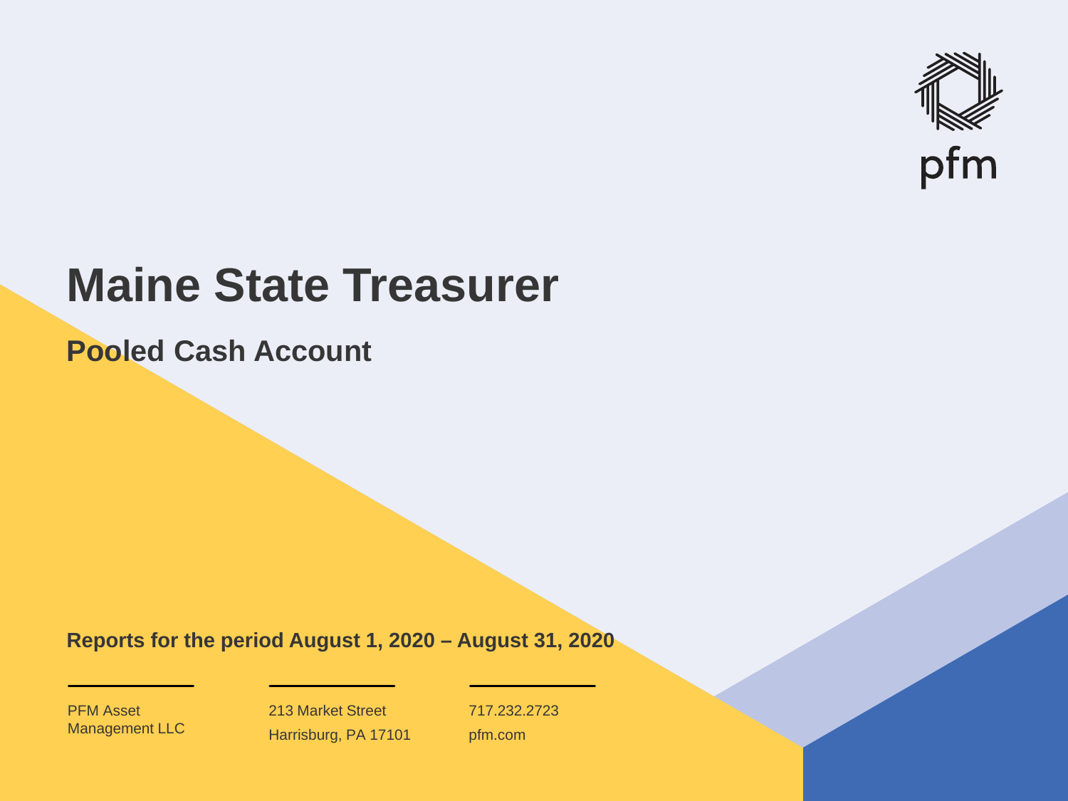pfm

# Maine State Treasurer

## Pooled Cash Account

**Reports for the period August 1, 2020 – August 31, 2020**

PFM Asset Management LLC

213 Market Street
Harrisburg, PA 17101

717.232.2723
pfm.com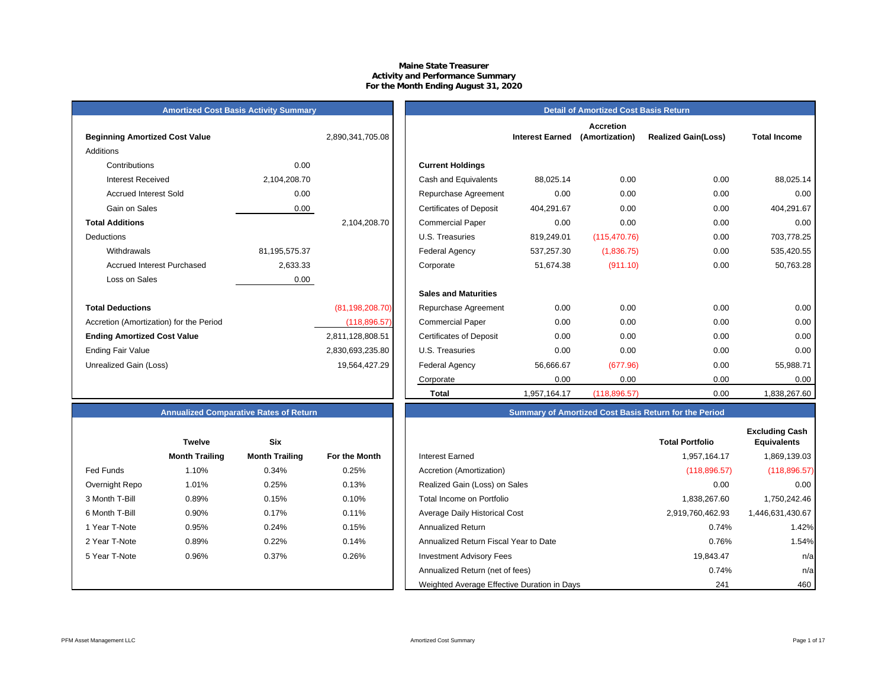# Maine State Treasurer
## Activity and Performance Summary
### For the Month Ending August 31, 2020

## Amortized Cost Basis Activity Summary

| | | |
|---|---|---|
| **Beginning Amortized Cost Value** | | 2,890,341,705.08 |
| Additions | | |
| Contributions | 0.00 | |
| Interest Received | 2,104,208.70 | |
| Accrued Interest Sold | 0.00 | |
| Gain on Sales | 0.00 | |
| **Total Additions** | | 2,104,208.70 |
| Deductions | | |
| Withdrawals | 81,195,575.37 | |
| Accrued Interest Purchased | 2,633.33 | |
| Loss on Sales | 0.00 | |
| **Total Deductions** | | (81,198,208.70) |
| Accretion (Amortization) for the Period | | (118,896.57) |
| **Ending Amortized Cost Value** | | 2,811,128,808.51 |
| Ending Fair Value | | 2,830,693,235.80 |
| Unrealized Gain (Loss) | | 19,564,427.29 |

## Detail of Amortized Cost Basis Return

| | Interest Earned | Accretion (Amortization) | Realized Gain(Loss) | Total Income |
|---|---|---|---|---|
| **Current Holdings** | | | | |
| Cash and Equivalents | 88,025.14 | 0.00 | 0.00 | 88,025.14 |
| Repurchase Agreement | 0.00 | 0.00 | 0.00 | 0.00 |
| Certificates of Deposit | 404,291.67 | 0.00 | 0.00 | 404,291.67 |
| Commercial Paper | 0.00 | 0.00 | 0.00 | 0.00 |
| U.S. Treasuries | 819,249.01 | (115,470.76) | 0.00 | 703,778.25 |
| Federal Agency | 537,257.30 | (1,836.75) | 0.00 | 535,420.55 |
| Corporate | 51,674.38 | (911.10) | 0.00 | 50,763.28 |
| **Sales and Maturities** | | | | |
| Repurchase Agreement | 0.00 | 0.00 | 0.00 | 0.00 |
| Commercial Paper | 0.00 | 0.00 | 0.00 | 0.00 |
| Certificates of Deposit | 0.00 | 0.00 | 0.00 | 0.00 |
| U.S. Treasuries | 0.00 | 0.00 | 0.00 | 0.00 |
| Federal Agency | 56,666.67 | (677.96) | 0.00 | 55,988.71 |
| Corporate | 0.00 | 0.00 | 0.00 | 0.00 |
| **Total** | 1,957,164.17 | (118,896.57) | 0.00 | 1,838,267.60 |

## Annualized Comparative Rates of Return

| | Twelve Month Trailing | Six Month Trailing | For the Month |
|---|---|---|---|
| Fed Funds | 1.10% | 0.34% | 0.25% |
| Overnight Repo | 1.01% | 0.25% | 0.13% |
| 3 Month T-Bill | 0.89% | 0.15% | 0.10% |
| 6 Month T-Bill | 0.90% | 0.17% | 0.11% |
| 1 Year T-Note | 0.95% | 0.24% | 0.15% |
| 2 Year T-Note | 0.89% | 0.22% | 0.14% |
| 5 Year T-Note | 0.96% | 0.37% | 0.26% |

## Summary of Amortized Cost Basis Return for the Period

| | Total Portfolio | Excluding Cash Equivalents |
|---|---|---|
| Interest Earned | 1,957,164.17 | 1,869,139.03 |
| Accretion (Amortization) | (118,896.57) | (118,896.57) |
| Realized Gain (Loss) on Sales | 0.00 | 0.00 |
| Total Income on Portfolio | 1,838,267.60 | 1,750,242.46 |
| Average Daily Historical Cost | 2,919,760,462.93 | 1,446,631,430.67 |
| Annualized Return | 0.74% | 1.42% |
| Annualized Return Fiscal Year to Date | 0.76% | 1.54% |
| Investment Advisory Fees | 19,843.47 | n/a |
| Annualized Return (net of fees) | 0.74% | n/a |
| Weighted Average Effective Duration in Days | 241 | 460 |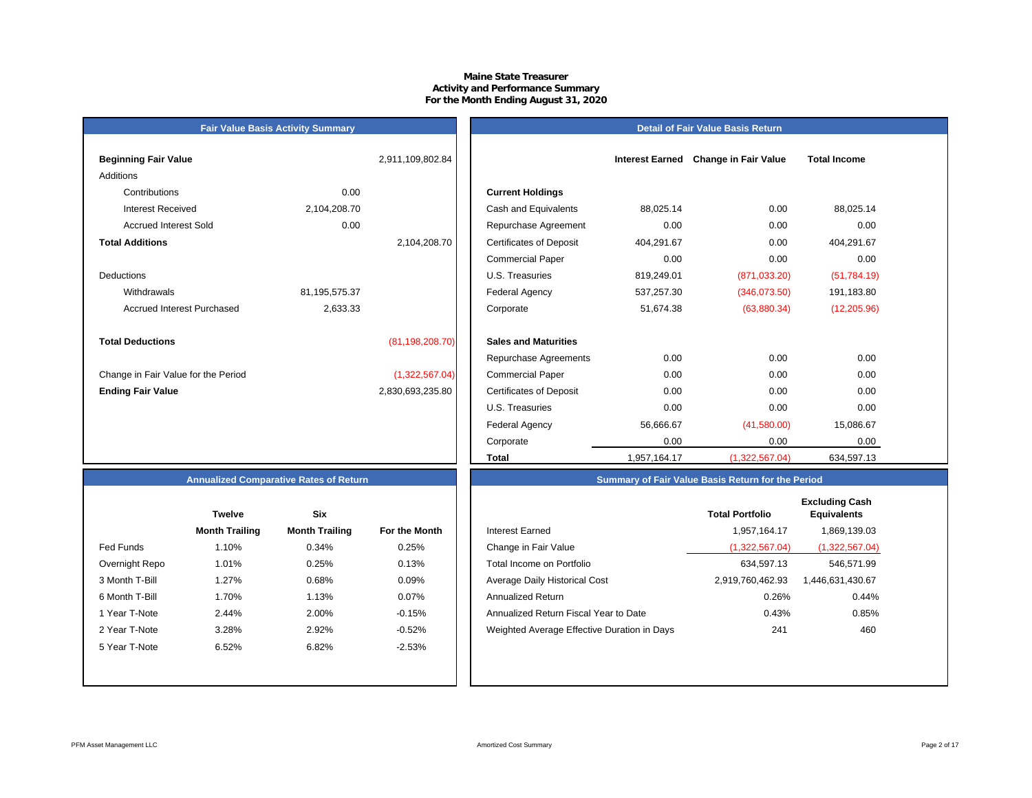# Maine State Treasurer
## Activity and Performance Summary
### For the Month Ending August 31, 2020

## Fair Value Basis Activity Summary

| | | |
|---|---|---|
| **Beginning Fair Value** | | 2,911,109,802.84 |
| Additions | | |
| Contributions | 0.00 | |
| Interest Received | 2,104,208.70 | |
| Accrued Interest Sold | 0.00 | |
| **Total Additions** | | 2,104,208.70 |
| Deductions | | |
| Withdrawals | 81,195,575.37 | |
| Accrued Interest Purchased | 2,633.33 | |
| **Total Deductions** | | (81,198,208.70) |
| Change in Fair Value for the Period | | (1,322,567.04) |
| **Ending Fair Value** | | 2,830,693,235.80 |

## Detail of Fair Value Basis Return

| | Interest Earned | Change in Fair Value | Total Income |
|---|---|---|---|
| **Current Holdings** | | | |
| Cash and Equivalents | 88,025.14 | 0.00 | 88,025.14 |
| Repurchase Agreement | 0.00 | 0.00 | 0.00 |
| Certificates of Deposit | 404,291.67 | 0.00 | 404,291.67 |
| Commercial Paper | 0.00 | 0.00 | 0.00 |
| U.S. Treasuries | 819,249.01 | (871,033.20) | (51,784.19) |
| Federal Agency | 537,257.30 | (346,073.50) | 191,183.80 |
| Corporate | 51,674.38 | (63,880.34) | (12,205.96) |
| **Sales and Maturities** | | | |
| Repurchase Agreements | 0.00 | 0.00 | 0.00 |
| Commercial Paper | 0.00 | 0.00 | 0.00 |
| Certificates of Deposit | 0.00 | 0.00 | 0.00 |
| U.S. Treasuries | 0.00 | 0.00 | 0.00 |
| Federal Agency | 56,666.67 | (41,580.00) | 15,086.67 |
| Corporate | 0.00 | 0.00 | 0.00 |
| **Total** | 1,957,164.17 | (1,322,567.04) | 634,597.13 |

## Annualized Comparative Rates of Return

| | Twelve Month Trailing | Six Month Trailing | For the Month |
|---|---|---|---|
| Fed Funds | 1.10% | 0.34% | 0.25% |
| Overnight Repo | 1.01% | 0.25% | 0.13% |
| 3 Month T-Bill | 1.27% | 0.68% | 0.09% |
| 6 Month T-Bill | 1.70% | 1.13% | 0.07% |
| 1 Year T-Note | 2.44% | 2.00% | -0.15% |
| 2 Year T-Note | 3.28% | 2.92% | -0.52% |
| 5 Year T-Note | 6.52% | 6.82% | -2.53% |

## Summary of Fair Value Basis Return for the Period

| | Total Portfolio | Excluding Cash Equivalents |
|---|---|---|
| Interest Earned | 1,957,164.17 | 1,869,139.03 |
| Change in Fair Value | (1,322,567.04) | (1,322,567.04) |
| Total Income on Portfolio | 634,597.13 | 546,571.99 |
| Average Daily Historical Cost | 2,919,760,462.93 | 1,446,631,430.67 |
| Annualized Return | 0.26% | 0.44% |
| Annualized Return Fiscal Year to Date | 0.43% | 0.85% |
| Weighted Average Effective Duration in Days | 241 | 460 |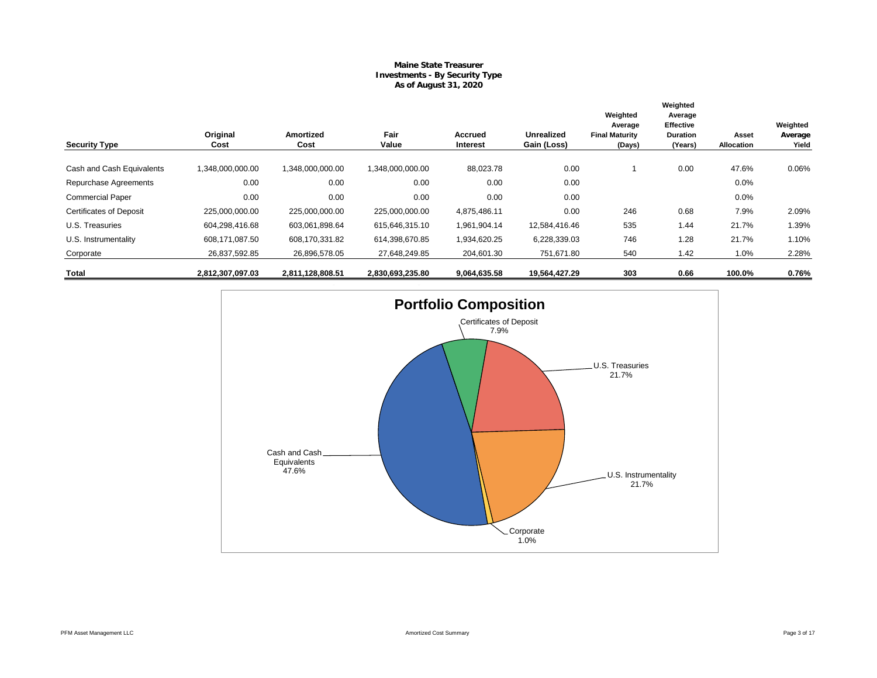# Maine State Treasurer
## Investments - By Security Type
### As of August 31, 2020

| Security Type | Original Cost | Amortized Cost | Fair Value | Accrued Interest | Unrealized Gain (Loss) | Weighted Average Final Maturity (Days) | Weighted Average Effective Duration (Years) | Asset Allocation | Weighted Average Yield |
|---|---|---|---|---|---|---|---|---|---|
| Cash and Cash Equivalents | 1,348,000,000.00 | 1,348,000,000.00 | 1,348,000,000.00 | 88,023.78 | 0.00 | 1 | 0.00 | 47.6% | 0.06% |
| Repurchase Agreements | 0.00 | 0.00 | 0.00 | 0.00 | 0.00 | | | 0.0% | |
| Commercial Paper | 0.00 | 0.00 | 0.00 | 0.00 | 0.00 | | | 0.0% | |
| Certificates of Deposit | 225,000,000.00 | 225,000,000.00 | 225,000,000.00 | 4,875,486.11 | 0.00 | 246 | 0.68 | 7.9% | 2.09% |
| U.S. Treasuries | 604,298,416.68 | 603,061,898.64 | 615,646,315.10 | 1,961,904.14 | 12,584,416.46 | 535 | 1.44 | 21.7% | 1.39% |
| U.S. Instrumentality | 608,171,087.50 | 608,170,331.82 | 614,398,670.85 | 1,934,620.25 | 6,228,339.03 | 746 | 1.28 | 21.7% | 1.10% |
| Corporate | 26,837,592.85 | 26,896,578.05 | 27,648,249.85 | 204,601.30 | 751,671.80 | 540 | 1.42 | 1.0% | 2.28% |
| **Total** | **2,812,307,097.03** | **2,811,128,808.51** | **2,830,693,235.80** | **9,064,635.58** | **19,564,427.29** | **303** | **0.66** | **100.0%** | **0.76%** |

**Portfolio Composition**

- Cash and Cash Equivalents 47.6%
- Certificates of Deposit 7.9%
- U.S. Treasuries 21.7%
- U.S. Instrumentality 21.7%
- Corporate 1.0%

PFM Asset Management LLC

Amortized Cost Summary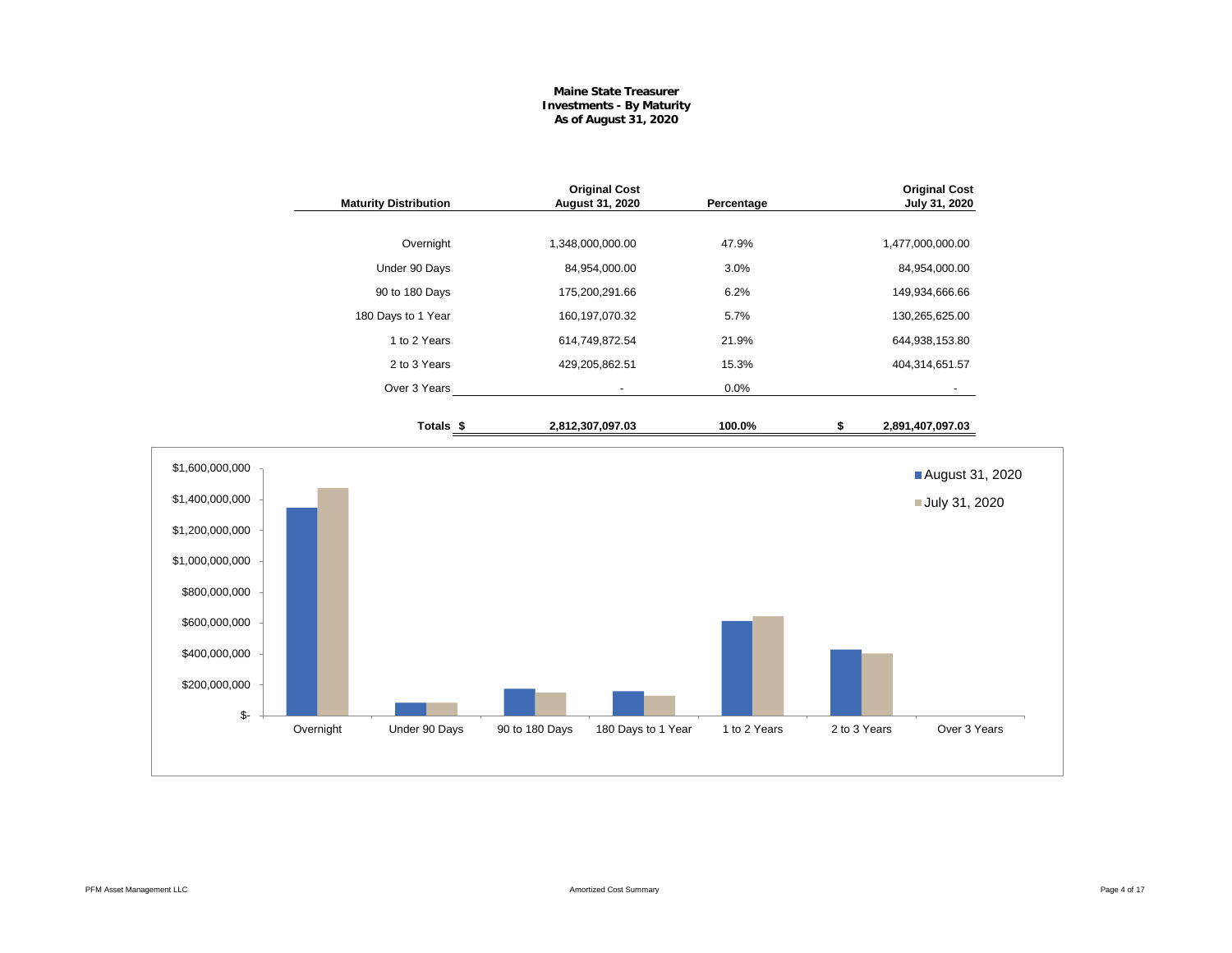**Maine State Treasurer**
**Investments - By Maturity**
**As of August 31, 2020**

| Maturity Distribution | Original Cost August 31, 2020 | Percentage | Original Cost July 31, 2020 |
|---|---|---|---|
| Overnight | 1,348,000,000.00 | 47.9% | 1,477,000,000.00 |
| Under 90 Days | 84,954,000.00 | 3.0% | 84,954,000.00 |
| 90 to 180 Days | 175,200,291.66 | 6.2% | 149,934,666.66 |
| 180 Days to 1 Year | 160,197,070.32 | 5.7% | 130,265,625.00 |
| 1 to 2 Years | 614,749,872.54 | 21.9% | 644,938,153.80 |
| 2 to 3 Years | 429,205,862.51 | 15.3% | 404,314,651.57 |
| Over 3 Years | - | 0.0% | - |
| **Totals** | **$ 2,812,307,097.03** | **100.0%** | **$ 2,891,407,097.03** |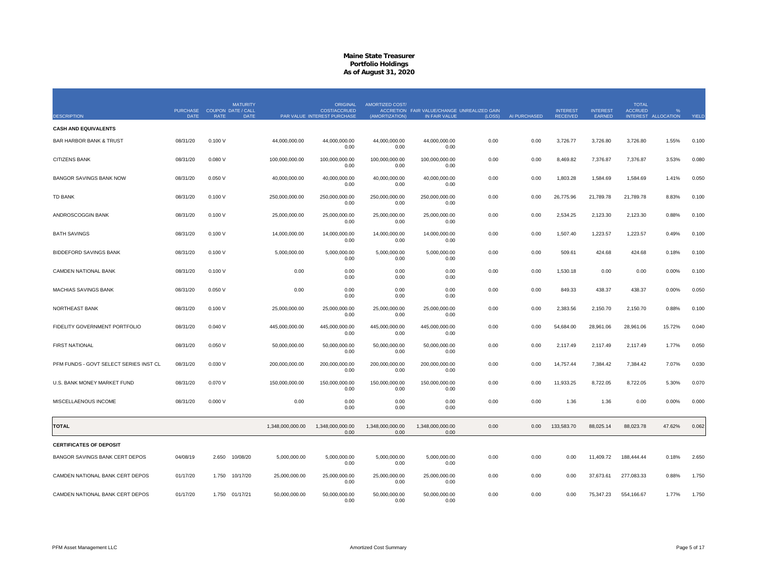# Maine State Treasurer
## Portfolio Holdings
### As of August 31, 2020

| DESCRIPTION | PURCHASE DATE | COUPON RATE | MATURITY DATE / CALL DATE | PAR VALUE | ORIGINAL COST/ACCRUED INTEREST PURCHASE | AMORTIZED COST/ ACCRETION (AMORTIZATION) | FAIR VALUE/CHANGE IN FAIR VALUE | UNREALIZED GAIN (LOSS) | AI PURCHASED | INTEREST RECEIVED | INTEREST EARNED | TOTAL ACCRUED INTEREST | % ALLOCATION | YIELD |
|---|---|---|---|---|---|---|---|---|---|---|---|---|---|---|
| **CASH AND EQUIVALENTS** | | | | | | | | | | | | | | |
| BAR HARBOR BANK & TRUST | 08/31/20 | 0.100 V | | 44,000,000.00 | 44,000,000.00<br>0.00 | 44,000,000.00<br>0.00 | 44,000,000.00<br>0.00 | 0.00 | 0.00 | 3,726.77 | 3,726.80 | 3,726.80 | 1.55% | 0.100 |
| CITIZENS BANK | 08/31/20 | 0.080 V | | 100,000,000.00 | 100,000,000.00<br>0.00 | 100,000,000.00<br>0.00 | 100,000,000.00<br>0.00 | 0.00 | 0.00 | 8,469.82 | 7,376.87 | 7,376.87 | 3.53% | 0.080 |
| BANGOR SAVINGS BANK NOW | 08/31/20 | 0.050 V | | 40,000,000.00 | 40,000,000.00<br>0.00 | 40,000,000.00<br>0.00 | 40,000,000.00<br>0.00 | 0.00 | 0.00 | 1,803.28 | 1,584.69 | 1,584.69 | 1.41% | 0.050 |
| TD BANK | 08/31/20 | 0.100 V | | 250,000,000.00 | 250,000,000.00<br>0.00 | 250,000,000.00<br>0.00 | 250,000,000.00<br>0.00 | 0.00 | 0.00 | 26,775.96 | 21,789.78 | 21,789.78 | 8.83% | 0.100 |
| ANDROSCOGGIN BANK | 08/31/20 | 0.100 V | | 25,000,000.00 | 25,000,000.00<br>0.00 | 25,000,000.00<br>0.00 | 25,000,000.00<br>0.00 | 0.00 | 0.00 | 2,534.25 | 2,123.30 | 2,123.30 | 0.88% | 0.100 |
| BATH SAVINGS | 08/31/20 | 0.100 V | | 14,000,000.00 | 14,000,000.00<br>0.00 | 14,000,000.00<br>0.00 | 14,000,000.00<br>0.00 | 0.00 | 0.00 | 1,507.40 | 1,223.57 | 1,223.57 | 0.49% | 0.100 |
| BIDDEFORD SAVINGS BANK | 08/31/20 | 0.100 V | | 5,000,000.00 | 5,000,000.00<br>0.00 | 5,000,000.00<br>0.00 | 5,000,000.00<br>0.00 | 0.00 | 0.00 | 509.61 | 424.68 | 424.68 | 0.18% | 0.100 |
| CAMDEN NATIONAL BANK | 08/31/20 | 0.100 V | | 0.00 | 0.00<br>0.00 | 0.00<br>0.00 | 0.00<br>0.00 | 0.00 | 0.00 | 1,530.18 | 0.00 | 0.00 | 0.00% | 0.100 |
| MACHIAS SAVINGS BANK | 08/31/20 | 0.050 V | | 0.00 | 0.00<br>0.00 | 0.00<br>0.00 | 0.00<br>0.00 | 0.00 | 0.00 | 849.33 | 438.37 | 438.37 | 0.00% | 0.050 |
| NORTHEAST BANK | 08/31/20 | 0.100 V | | 25,000,000.00 | 25,000,000.00<br>0.00 | 25,000,000.00<br>0.00 | 25,000,000.00<br>0.00 | 0.00 | 0.00 | 2,383.56 | 2,150.70 | 2,150.70 | 0.88% | 0.100 |
| FIDELITY GOVERNMENT PORTFOLIO | 08/31/20 | 0.040 V | | 445,000,000.00 | 445,000,000.00<br>0.00 | 445,000,000.00<br>0.00 | 445,000,000.00<br>0.00 | 0.00 | 0.00 | 54,684.00 | 28,961.06 | 28,961.06 | 15.72% | 0.040 |
| FIRST NATIONAL | 08/31/20 | 0.050 V | | 50,000,000.00 | 50,000,000.00<br>0.00 | 50,000,000.00<br>0.00 | 50,000,000.00<br>0.00 | 0.00 | 0.00 | 2,117.49 | 2,117.49 | 2,117.49 | 1.77% | 0.050 |
| PFM FUNDS - GOVT SELECT SERIES INST CL | 08/31/20 | 0.030 V | | 200,000,000.00 | 200,000,000.00<br>0.00 | 200,000,000.00<br>0.00 | 200,000,000.00<br>0.00 | 0.00 | 0.00 | 14,757.44 | 7,384.42 | 7,384.42 | 7.07% | 0.030 |
| U.S. BANK MONEY MARKET FUND | 08/31/20 | 0.070 V | | 150,000,000.00 | 150,000,000.00<br>0.00 | 150,000,000.00<br>0.00 | 150,000,000.00<br>0.00 | 0.00 | 0.00 | 11,933.25 | 8,722.05 | 8,722.05 | 5.30% | 0.070 |
| MISCELLANEOUS INCOME | 08/31/20 | 0.000 V | | 0.00 | 0.00<br>0.00 | 0.00<br>0.00 | 0.00<br>0.00 | 0.00 | 0.00 | 1.36 | 1.36 | 0.00 | 0.00% | 0.000 |
| **TOTAL** | | | | 1,348,000,000.00 | 1,348,000,000.00<br>0.00 | 1,348,000,000.00<br>0.00 | 1,348,000,000.00<br>0.00 | 0.00 | 0.00 | 133,583.70 | 88,025.14 | 88,023.78 | 47.62% | 0.062 |
| **CERTIFICATES OF DEPOSIT** | | | | | | | | | | | | | | |
| BANGOR SAVINGS BANK CERT DEPOS | 04/08/19 | 2.650 | 10/08/20 | 5,000,000.00 | 5,000,000.00<br>0.00 | 5,000,000.00<br>0.00 | 5,000,000.00<br>0.00 | 0.00 | 0.00 | 0.00 | 11,409.72 | 188,444.44 | 0.18% | 2.650 |
| CAMDEN NATIONAL BANK CERT DEPOS | 01/17/20 | 1.750 | 10/17/20 | 25,000,000.00 | 25,000,000.00<br>0.00 | 25,000,000.00<br>0.00 | 25,000,000.00<br>0.00 | 0.00 | 0.00 | 0.00 | 37,673.61 | 277,083.33 | 0.88% | 1.750 |
| CAMDEN NATIONAL BANK CERT DEPOS | 01/17/20 | 1.750 | 01/17/21 | 50,000,000.00 | 50,000,000.00<br>0.00 | 50,000,000.00<br>0.00 | 50,000,000.00<br>0.00 | 0.00 | 0.00 | 0.00 | 75,347.23 | 554,166.67 | 1.77% | 1.750 |

PFM Asset Management LLC — Amortized Cost Summary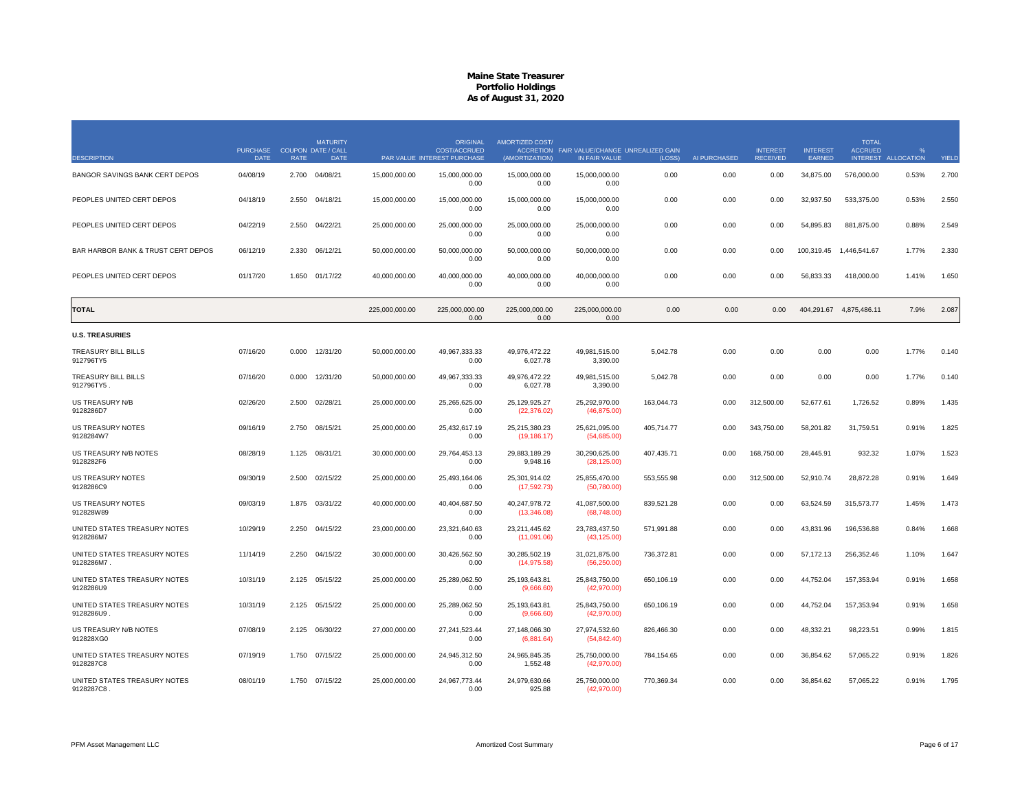# Maine State Treasurer
## Portfolio Holdings
### As of August 31, 2020

| DESCRIPTION | PURCHASE DATE | COUPON RATE | MATURITY DATE / CALL DATE | PAR VALUE | ORIGINAL COST/ACCRUED INTEREST PURCHASE | AMORTIZED COST/ ACCRETION (AMORTIZATION) | FAIR VALUE/CHANGE IN FAIR VALUE | UNREALIZED GAIN (LOSS) | AI PURCHASED | INTEREST RECEIVED | INTEREST EARNED | TOTAL ACCRUED INTEREST | % ALLOCATION | YIELD |
|---|---|---|---|---|---|---|---|---|---|---|---|---|---|---|
| BANGOR SAVINGS BANK CERT DEPOS | 04/08/19 | 2.700 | 04/08/21 | 15,000,000.00 | 15,000,000.00<br>0.00 | 15,000,000.00<br>0.00 | 15,000,000.00<br>0.00 | 0.00 | 0.00 | 0.00 | 34,875.00 | 576,000.00 | 0.53% | 2.700 |
| PEOPLES UNITED CERT DEPOS | 04/18/19 | 2.550 | 04/18/21 | 15,000,000.00 | 15,000,000.00<br>0.00 | 15,000,000.00<br>0.00 | 15,000,000.00<br>0.00 | 0.00 | 0.00 | 0.00 | 32,937.50 | 533,375.00 | 0.53% | 2.550 |
| PEOPLES UNITED CERT DEPOS | 04/22/19 | 2.550 | 04/22/21 | 25,000,000.00 | 25,000,000.00<br>0.00 | 25,000,000.00<br>0.00 | 25,000,000.00<br>0.00 | 0.00 | 0.00 | 0.00 | 54,895.83 | 881,875.00 | 0.88% | 2.549 |
| BAR HARBOR BANK & TRUST CERT DEPOS | 06/12/19 | 2.330 | 06/12/21 | 50,000,000.00 | 50,000,000.00<br>0.00 | 50,000,000.00<br>0.00 | 50,000,000.00<br>0.00 | 0.00 | 0.00 | 0.00 | 100,319.45 | 1,446,541.67 | 1.77% | 2.330 |
| PEOPLES UNITED CERT DEPOS | 01/17/20 | 1.650 | 01/17/22 | 40,000,000.00 | 40,000,000.00<br>0.00 | 40,000,000.00<br>0.00 | 40,000,000.00<br>0.00 | 0.00 | 0.00 | 0.00 | 56,833.33 | 418,000.00 | 1.41% | 1.650 |
| **TOTAL** | | | | 225,000,000.00 | 225,000,000.00<br>0.00 | 225,000,000.00<br>0.00 | 225,000,000.00<br>0.00 | 0.00 | 0.00 | 0.00 | 404,291.67 | 4,875,486.11 | 7.9% | 2.087 |
| **U.S. TREASURIES** | | | | | | | | | | | | | | |
| TREASURY BILL BILLS<br>912796TY5 | 07/16/20 | 0.000 | 12/31/20 | 50,000,000.00 | 49,967,333.33<br>0.00 | 49,976,472.22<br>6,027.78 | 49,981,515.00<br>3,390.00 | 5,042.78 | 0.00 | 0.00 | 0.00 | 0.00 | 1.77% | 0.140 |
| TREASURY BILL BILLS<br>912796TY5 . | 07/16/20 | 0.000 | 12/31/20 | 50,000,000.00 | 49,967,333.33<br>0.00 | 49,976,472.22<br>6,027.78 | 49,981,515.00<br>3,390.00 | 5,042.78 | 0.00 | 0.00 | 0.00 | 0.00 | 1.77% | 0.140 |
| US TREASURY N/B<br>9128286D7 | 02/26/20 | 2.500 | 02/28/21 | 25,000,000.00 | 25,265,625.00<br>0.00 | 25,129,925.27<br>(22,376.02) | 25,292,970.00<br>(46,875.00) | 163,044.73 | 0.00 | 312,500.00 | 52,677.61 | 1,726.52 | 0.89% | 1.435 |
| US TREASURY NOTES<br>9128284W7 | 09/16/19 | 2.750 | 08/15/21 | 25,000,000.00 | 25,432,617.19<br>0.00 | 25,215,380.23<br>(19,186.17) | 25,621,095.00<br>(54,685.00) | 405,714.77 | 0.00 | 343,750.00 | 58,201.82 | 31,759.51 | 0.91% | 1.825 |
| US TREASURY N/B NOTES<br>9128282F6 | 08/28/19 | 1.125 | 08/31/21 | 30,000,000.00 | 29,764,453.13<br>0.00 | 29,883,189.29<br>9,948.16 | 30,290,625.00<br>(28,125.00) | 407,435.71 | 0.00 | 168,750.00 | 28,445.91 | 932.32 | 1.07% | 1.523 |
| US TREASURY NOTES<br>9128286C9 | 09/30/19 | 2.500 | 02/15/22 | 25,000,000.00 | 25,493,164.06<br>0.00 | 25,301,914.02<br>(17,592.73) | 25,855,470.00<br>(50,780.00) | 553,555.98 | 0.00 | 312,500.00 | 52,910.74 | 28,872.28 | 0.91% | 1.649 |
| US TREASURY NOTES<br>912828W89 | 09/03/19 | 1.875 | 03/31/22 | 40,000,000.00 | 40,404,687.50<br>0.00 | 40,247,978.72<br>(13,346.08) | 41,087,500.00<br>(68,748.00) | 839,521.28 | 0.00 | 0.00 | 63,524.59 | 315,573.77 | 1.45% | 1.473 |
| UNITED STATES TREASURY NOTES<br>9128286M7 | 10/29/19 | 2.250 | 04/15/22 | 23,000,000.00 | 23,321,640.63<br>0.00 | 23,211,445.62<br>(11,091.06) | 23,783,437.50<br>(43,125.00) | 571,991.88 | 0.00 | 0.00 | 43,831.96 | 196,536.88 | 0.84% | 1.668 |
| UNITED STATES TREASURY NOTES<br>9128286M7 . | 11/14/19 | 2.250 | 04/15/22 | 30,000,000.00 | 30,426,562.50<br>0.00 | 30,285,502.19<br>(14,975.58) | 31,021,875.00<br>(56,250.00) | 736,372.81 | 0.00 | 0.00 | 57,172.13 | 256,352.46 | 1.10% | 1.647 |
| UNITED STATES TREASURY NOTES<br>9128286U9 | 10/31/19 | 2.125 | 05/15/22 | 25,000,000.00 | 25,289,062.50<br>0.00 | 25,193,643.81<br>(9,666.60) | 25,843,750.00<br>(42,970.00) | 650,106.19 | 0.00 | 0.00 | 44,752.04 | 157,353.94 | 0.91% | 1.658 |
| UNITED STATES TREASURY NOTES<br>9128286U9 . | 10/31/19 | 2.125 | 05/15/22 | 25,000,000.00 | 25,289,062.50<br>0.00 | 25,193,643.81<br>(9,666.60) | 25,843,750.00<br>(42,970.00) | 650,106.19 | 0.00 | 0.00 | 44,752.04 | 157,353.94 | 0.91% | 1.658 |
| US TREASURY N/B NOTES<br>912828XG0 | 07/08/19 | 2.125 | 06/30/22 | 27,000,000.00 | 27,241,523.44<br>0.00 | 27,148,066.30<br>(6,881.64) | 27,974,532.60<br>(54,842.40) | 826,466.30 | 0.00 | 0.00 | 48,332.21 | 98,223.51 | 0.99% | 1.815 |
| UNITED STATES TREASURY NOTES<br>9128287C8 | 07/19/19 | 1.750 | 07/15/22 | 25,000,000.00 | 24,945,312.50<br>0.00 | 24,965,845.35<br>1,552.48 | 25,750,000.00<br>(42,970.00) | 784,154.65 | 0.00 | 0.00 | 36,854.62 | 57,065.22 | 0.91% | 1.826 |
| UNITED STATES TREASURY NOTES<br>9128287C8 . | 08/01/19 | 1.750 | 07/15/22 | 25,000,000.00 | 24,967,773.44<br>0.00 | 24,979,630.66<br>925.88 | 25,750,000.00<br>(42,970.00) | 770,369.34 | 0.00 | 0.00 | 36,854.62 | 57,065.22 | 0.91% | 1.795 |

PFM Asset Management LLC — Amortized Cost Summary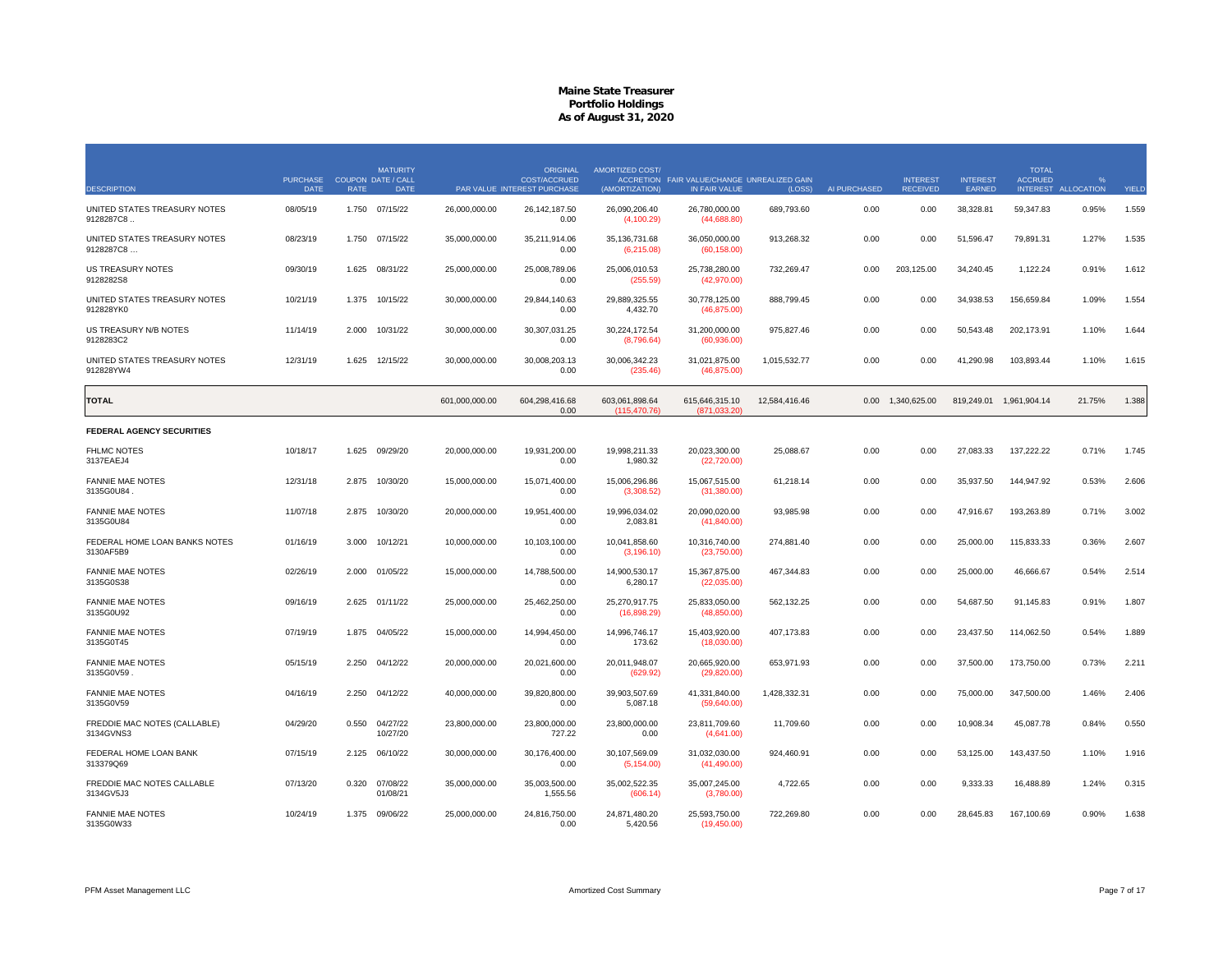# Maine State Treasurer
## Portfolio Holdings
### As of August 31, 2020

| DESCRIPTION | PURCHASE DATE | COUPON RATE | MATURITY DATE / CALL DATE | PAR VALUE | ORIGINAL COST/ACCRUED INTEREST PURCHASE | AMORTIZED COST/ ACCRETION (AMORTIZATION) | FAIR VALUE/CHANGE IN FAIR VALUE | UNREALIZED GAIN (LOSS) | AI PURCHASED | INTEREST RECEIVED | INTEREST EARNED | TOTAL ACCRUED INTEREST | % ALLOCATION | YIELD |
|---|---|---|---|---|---|---|---|---|---|---|---|---|---|---|
| UNITED STATES TREASURY NOTES 9128287C8 .. | 08/05/19 | 1.750 | 07/15/22 | 26,000,000.00 | 26,142,187.50<br>0.00 | 26,090,206.40<br>(4,100.29) | 26,780,000.00<br>(44,688.80) | 689,793.60 | 0.00 | 0.00 | 38,328.81 | 59,347.83 | 0.95% | 1.559 |
| UNITED STATES TREASURY NOTES 9128287C8 ... | 08/23/19 | 1.750 | 07/15/22 | 35,000,000.00 | 35,211,914.06<br>0.00 | 35,136,731.68<br>(6,215.08) | 36,050,000.00<br>(60,158.00) | 913,268.32 | 0.00 | 0.00 | 51,596.47 | 79,891.31 | 1.27% | 1.535 |
| US TREASURY NOTES 9128282S8 | 09/30/19 | 1.625 | 08/31/22 | 25,000,000.00 | 25,008,789.06<br>0.00 | 25,006,010.53<br>(255.59) | 25,738,280.00<br>(42,970.00) | 732,269.47 | 0.00 | 203,125.00 | 34,240.45 | 1,122.24 | 0.91% | 1.612 |
| UNITED STATES TREASURY NOTES 912828YK0 | 10/21/19 | 1.375 | 10/15/22 | 30,000,000.00 | 29,844,140.63<br>0.00 | 29,889,325.55<br>4,432.70 | 30,778,125.00<br>(46,875.00) | 888,799.45 | 0.00 | 0.00 | 34,938.53 | 156,659.84 | 1.09% | 1.554 |
| US TREASURY N/B NOTES 9128283C2 | 11/14/19 | 2.000 | 10/31/22 | 30,000,000.00 | 30,307,031.25<br>0.00 | 30,224,172.54<br>(8,796.64) | 31,200,000.00<br>(60,936.00) | 975,827.46 | 0.00 | 0.00 | 50,543.48 | 202,173.91 | 1.10% | 1.644 |
| UNITED STATES TREASURY NOTES 912828YW4 | 12/31/19 | 1.625 | 12/15/22 | 30,000,000.00 | 30,008,203.13<br>0.00 | 30,006,342.23<br>(235.46) | 31,021,875.00<br>(46,875.00) | 1,015,532.77 | 0.00 | 0.00 | 41,290.98 | 103,893.44 | 1.10% | 1.615 |
| **TOTAL** | | | | 601,000,000.00 | 604,298,416.68<br>0.00 | 603,061,898.64<br>(115,470.76) | 615,646,315.10<br>(871,033.20) | 12,584,416.46 | 0.00 | 1,340,625.00 | 819,249.01 | 1,961,904.14 | 21.75% | 1.388 |
| **FEDERAL AGENCY SECURITIES** | | | | | | | | | | | | | | |
| FHLMC NOTES 3137EAEJ4 | 10/18/17 | 1.625 | 09/29/20 | 20,000,000.00 | 19,931,200.00<br>0.00 | 19,998,211.33<br>1,980.32 | 20,023,300.00<br>(22,720.00) | 25,088.67 | 0.00 | 0.00 | 27,083.33 | 137,222.22 | 0.71% | 1.745 |
| FANNIE MAE NOTES 3135G0U84 . | 12/31/18 | 2.875 | 10/30/20 | 15,000,000.00 | 15,071,400.00<br>0.00 | 15,006,296.86<br>(3,308.52) | 15,067,515.00<br>(31,380.00) | 61,218.14 | 0.00 | 0.00 | 35,937.50 | 144,947.92 | 0.53% | 2.606 |
| FANNIE MAE NOTES 3135G0U84 | 11/07/18 | 2.875 | 10/30/20 | 20,000,000.00 | 19,951,400.00<br>0.00 | 19,996,034.02<br>2,083.81 | 20,090,020.00<br>(41,840.00) | 93,985.98 | 0.00 | 0.00 | 47,916.67 | 193,263.89 | 0.71% | 3.002 |
| FEDERAL HOME LOAN BANKS NOTES 3130AF5B9 | 01/16/19 | 3.000 | 10/12/21 | 10,000,000.00 | 10,103,100.00<br>0.00 | 10,041,858.60<br>(3,196.10) | 10,316,740.00<br>(23,750.00) | 274,881.40 | 0.00 | 0.00 | 25,000.00 | 115,833.33 | 0.36% | 2.607 |
| FANNIE MAE NOTES 3135G0S38 | 02/26/19 | 2.000 | 01/05/22 | 15,000,000.00 | 14,788,500.00<br>0.00 | 14,900,530.17<br>6,280.17 | 15,367,875.00<br>(22,035.00) | 467,344.83 | 0.00 | 0.00 | 25,000.00 | 46,666.67 | 0.54% | 2.514 |
| FANNIE MAE NOTES 3135G0U92 | 09/16/19 | 2.625 | 01/11/22 | 25,000,000.00 | 25,462,250.00<br>0.00 | 25,270,917.75<br>(16,898.29) | 25,833,050.00<br>(48,850.00) | 562,132.25 | 0.00 | 0.00 | 54,687.50 | 91,145.83 | 0.91% | 1.807 |
| FANNIE MAE NOTES 3135G0T45 | 07/19/19 | 1.875 | 04/05/22 | 15,000,000.00 | 14,994,450.00<br>0.00 | 14,996,746.17<br>173.62 | 15,403,920.00<br>(18,030.00) | 407,173.83 | 0.00 | 0.00 | 23,437.50 | 114,062.50 | 0.54% | 1.889 |
| FANNIE MAE NOTES 3135G0V59 . | 05/15/19 | 2.250 | 04/12/22 | 20,000,000.00 | 20,021,600.00<br>0.00 | 20,011,948.07<br>(629.92) | 20,665,920.00<br>(29,820.00) | 653,971.93 | 0.00 | 0.00 | 37,500.00 | 173,750.00 | 0.73% | 2.211 |
| FANNIE MAE NOTES 3135G0V59 | 04/16/19 | 2.250 | 04/12/22 | 40,000,000.00 | 39,820,800.00<br>0.00 | 39,903,507.69<br>5,087.18 | 41,331,840.00<br>(59,640.00) | 1,428,332.31 | 0.00 | 0.00 | 75,000.00 | 347,500.00 | 1.46% | 2.406 |
| FREDDIE MAC NOTES (CALLABLE) 3134GVNS3 | 04/29/20 | 0.550 | 04/27/22<br>10/27/20 | 23,800,000.00 | 23,800,000.00<br>727.22 | 23,800,000.00<br>0.00 | 23,811,709.60<br>(4,641.00) | 11,709.60 | 0.00 | 0.00 | 10,908.34 | 45,087.78 | 0.84% | 0.550 |
| FEDERAL HOME LOAN BANK 313379Q69 | 07/15/19 | 2.125 | 06/10/22 | 30,000,000.00 | 30,176,400.00<br>0.00 | 30,107,569.09<br>(5,154.00) | 31,032,030.00<br>(41,490.00) | 924,460.91 | 0.00 | 0.00 | 53,125.00 | 143,437.50 | 1.10% | 1.916 |
| FREDDIE MAC NOTES CALLABLE 3134GV5J3 | 07/13/20 | 0.320 | 07/08/22<br>01/08/21 | 35,000,000.00 | 35,003,500.00<br>1,555.56 | 35,002,522.35<br>(606.14) | 35,007,245.00<br>(3,780.00) | 4,722.65 | 0.00 | 0.00 | 9,333.33 | 16,488.89 | 1.24% | 0.315 |
| FANNIE MAE NOTES 3135G0W33 | 10/24/19 | 1.375 | 09/06/22 | 25,000,000.00 | 24,816,750.00<br>0.00 | 24,871,480.20<br>5,420.56 | 25,593,750.00<br>(19,450.00) | 722,269.80 | 0.00 | 0.00 | 28,645.83 | 167,100.69 | 0.90% | 1.638 |

PFM Asset Management LLC — Amortized Cost Summary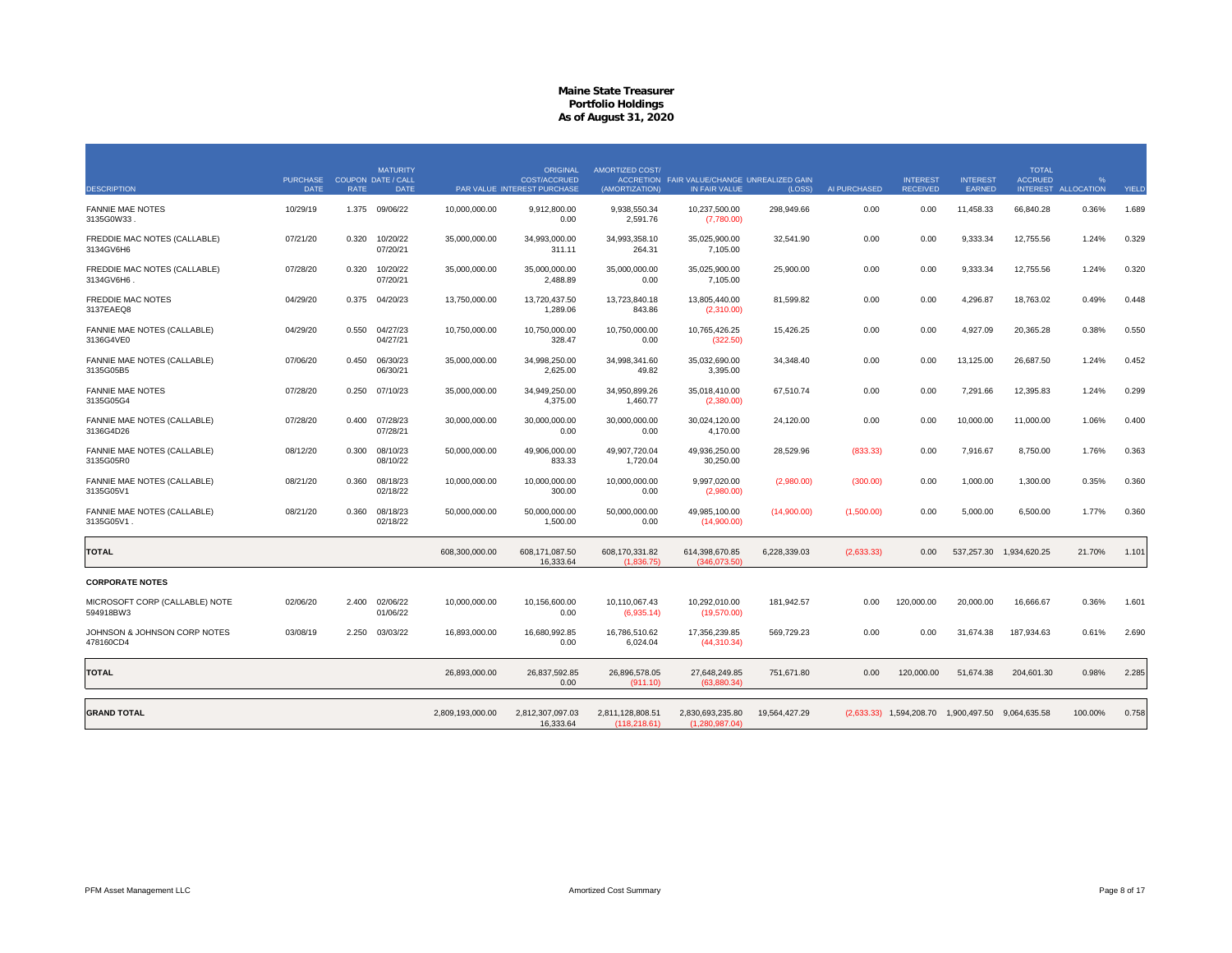# Maine State Treasurer
## Portfolio Holdings
### As of August 31, 2020

| DESCRIPTION | PURCHASE DATE | COUPON RATE | MATURITY DATE / CALL DATE | PAR VALUE | ORIGINAL COST/ACCRUED INTEREST PURCHASE | AMORTIZED COST/ ACCRETION (AMORTIZATION) | FAIR VALUE/CHANGE IN FAIR VALUE | UNREALIZED GAIN (LOSS) | AI PURCHASED | INTEREST RECEIVED | INTEREST EARNED | TOTAL ACCRUED INTEREST | % ALLOCATION | YIELD |
|---|---|---|---|---|---|---|---|---|---|---|---|---|---|---|
| FANNIE MAE NOTES 3135G0W33 . | 10/29/19 | 1.375 | 09/06/22 | 10,000,000.00 | 9,912,800.00 0.00 | 9,938,550.34 2,591.76 | 10,237,500.00 (7,780.00) | 298,949.66 | 0.00 | 0.00 | 11,458.33 | 66,840.28 | 0.36% | 1.689 |
| FREDDIE MAC NOTES (CALLABLE) 3134GV6H6 | 07/21/20 | 0.320 | 10/20/22 07/20/21 | 35,000,000.00 | 34,993,000.00 311.11 | 34,993,358.10 264.31 | 35,025,900.00 7,105.00 | 32,541.90 | 0.00 | 0.00 | 9,333.34 | 12,755.56 | 1.24% | 0.329 |
| FREDDIE MAC NOTES (CALLABLE) 3134GV6H6 . | 07/28/20 | 0.320 | 10/20/22 07/20/21 | 35,000,000.00 | 35,000,000.00 2,488.89 | 35,000,000.00 0.00 | 35,025,900.00 7,105.00 | 25,900.00 | 0.00 | 0.00 | 9,333.34 | 12,755.56 | 1.24% | 0.320 |
| FREDDIE MAC NOTES 3137EAEQ8 | 04/29/20 | 0.375 | 04/20/23 | 13,750,000.00 | 13,720,437.50 1,289.06 | 13,723,840.18 843.86 | 13,805,440.00 (2,310.00) | 81,599.82 | 0.00 | 0.00 | 4,296.87 | 18,763.02 | 0.49% | 0.448 |
| FANNIE MAE NOTES (CALLABLE) 3136G4VE0 | 04/29/20 | 0.550 | 04/27/23 04/27/21 | 10,750,000.00 | 10,750,000.00 328.47 | 10,750,000.00 0.00 | 10,765,426.25 (322.50) | 15,426.25 | 0.00 | 0.00 | 4,927.09 | 20,365.28 | 0.38% | 0.550 |
| FANNIE MAE NOTES (CALLABLE) 3135G05B5 | 07/06/20 | 0.450 | 06/30/23 06/30/21 | 35,000,000.00 | 34,998,250.00 2,625.00 | 34,998,341.60 49.82 | 35,032,690.00 3,395.00 | 34,348.40 | 0.00 | 0.00 | 13,125.00 | 26,687.50 | 1.24% | 0.452 |
| FANNIE MAE NOTES 3135G05G4 | 07/28/20 | 0.250 | 07/10/23 | 35,000,000.00 | 34,949,250.00 4,375.00 | 34,950,899.26 1,460.77 | 35,018,410.00 (2,380.00) | 67,510.74 | 0.00 | 0.00 | 7,291.66 | 12,395.83 | 1.24% | 0.299 |
| FANNIE MAE NOTES (CALLABLE) 3136G4D26 | 07/28/20 | 0.400 | 07/28/23 07/28/21 | 30,000,000.00 | 30,000,000.00 0.00 | 30,000,000.00 0.00 | 30,024,120.00 4,170.00 | 24,120.00 | 0.00 | 0.00 | 10,000.00 | 11,000.00 | 1.06% | 0.400 |
| FANNIE MAE NOTES (CALLABLE) 3135G05R0 | 08/12/20 | 0.300 | 08/10/23 08/10/22 | 50,000,000.00 | 49,906,000.00 833.33 | 49,907,720.04 1,720.04 | 49,936,250.00 30,250.00 | 28,529.96 | (833.33) | 0.00 | 7,916.67 | 8,750.00 | 1.76% | 0.363 |
| FANNIE MAE NOTES (CALLABLE) 3135G05V1 | 08/21/20 | 0.360 | 08/18/23 02/18/22 | 10,000,000.00 | 10,000,000.00 300.00 | 10,000,000.00 0.00 | 9,997,020.00 (2,980.00) | (2,980.00) | (300.00) | 0.00 | 1,000.00 | 1,300.00 | 0.35% | 0.360 |
| FANNIE MAE NOTES (CALLABLE) 3135G05V1 . | 08/21/20 | 0.360 | 08/18/23 02/18/22 | 50,000,000.00 | 50,000,000.00 1,500.00 | 50,000,000.00 0.00 | 49,985,100.00 (14,900.00) | (14,900.00) | (1,500.00) | 0.00 | 5,000.00 | 6,500.00 | 1.77% | 0.360 |
| **TOTAL** | | | | 608,300,000.00 | 608,171,087.50 16,333.64 | 608,170,331.82 (1,836.75) | 614,398,670.85 (346,073.50) | 6,228,339.03 | (2,633.33) | 0.00 | 537,257.30 | 1,934,620.25 | 21.70% | 1.101 |
| **CORPORATE NOTES** | | | | | | | | | | | | | | |
| MICROSOFT CORP (CALLABLE) NOTE 594918BW3 | 02/06/20 | 2.400 | 02/06/22 01/06/22 | 10,000,000.00 | 10,156,600.00 0.00 | 10,110,067.43 (6,935.14) | 10,292,010.00 (19,570.00) | 181,942.57 | 0.00 | 120,000.00 | 20,000.00 | 16,666.67 | 0.36% | 1.601 |
| JOHNSON & JOHNSON CORP NOTES 478160CD4 | 03/08/19 | 2.250 | 03/03/22 | 16,893,000.00 | 16,680,992.85 0.00 | 16,786,510.62 6,024.04 | 17,356,239.85 (44,310.34) | 569,729.23 | 0.00 | 0.00 | 31,674.38 | 187,934.63 | 0.61% | 2.690 |
| **TOTAL** | | | | 26,893,000.00 | 26,837,592.85 0.00 | 26,896,578.05 (911.10) | 27,648,249.85 (63,880.34) | 751,671.80 | 0.00 | 120,000.00 | 51,674.38 | 204,601.30 | 0.98% | 2.285 |
| **GRAND TOTAL** | | | | 2,809,193,000.00 | 2,812,307,097.03 16,333.64 | 2,811,128,808.51 (118,218.61) | 2,830,693,235.80 (1,280,987.04) | 19,564,427.29 | (2,633.33) | 1,594,208.70 | 1,900,497.50 | 9,064,635.58 | 100.00% | 0.758 |

PFM Asset Management LLC — Amortized Cost Summary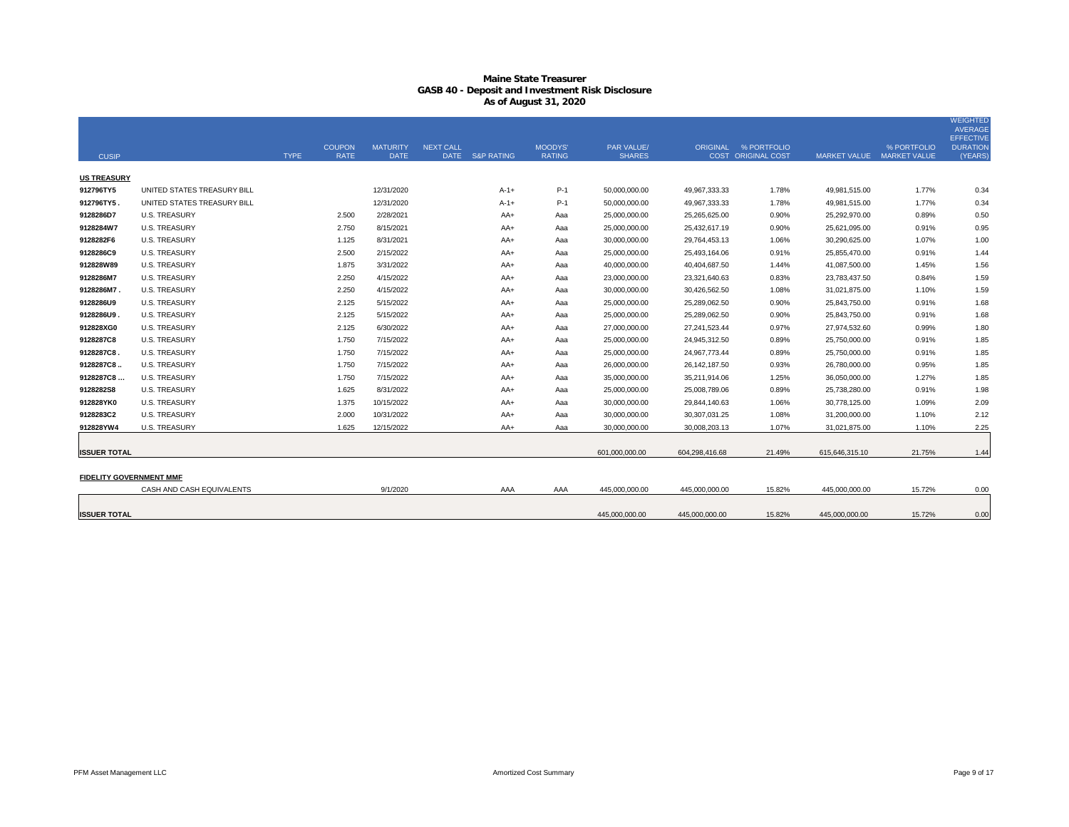# Maine State Treasurer
## GASB 40 - Deposit and Investment Risk Disclosure
### As of August 31, 2020

| CUSIP | | TYPE | COUPON RATE | MATURITY DATE | NEXT CALL DATE | S&P RATING | MOODYS' RATING | PAR VALUE/ SHARES | ORIGINAL COST | % PORTFOLIO ORIGINAL COST | MARKET VALUE | % PORTFOLIO MARKET VALUE | WEIGHTED AVERAGE EFFECTIVE DURATION (YEARS) |
|---|---|---|---|---|---|---|---|---|---|---|---|---|---|
| **US TREASURY** | | | | | | | | | | | | | |
| **912796TY5** | UNITED STATES TREASURY BILL | | | 12/31/2020 | | A-1+ | P-1 | 50,000,000.00 | 49,967,333.33 | 1.78% | 49,981,515.00 | 1.77% | 0.34 |
| **912796TY5 .** | UNITED STATES TREASURY BILL | | | 12/31/2020 | | A-1+ | P-1 | 50,000,000.00 | 49,967,333.33 | 1.78% | 49,981,515.00 | 1.77% | 0.34 |
| **9128286D7** | U.S. TREASURY | | 2.500 | 2/28/2021 | | AA+ | Aaa | 25,000,000.00 | 25,265,625.00 | 0.90% | 25,292,970.00 | 0.89% | 0.50 |
| **9128284W7** | U.S. TREASURY | | 2.750 | 8/15/2021 | | AA+ | Aaa | 25,000,000.00 | 25,432,617.19 | 0.90% | 25,621,095.00 | 0.91% | 0.95 |
| **9128282F6** | U.S. TREASURY | | 1.125 | 8/31/2021 | | AA+ | Aaa | 30,000,000.00 | 29,764,453.13 | 1.06% | 30,290,625.00 | 1.07% | 1.00 |
| **9128286C9** | U.S. TREASURY | | 2.500 | 2/15/2022 | | AA+ | Aaa | 25,000,000.00 | 25,493,164.06 | 0.91% | 25,855,470.00 | 0.91% | 1.44 |
| **912828W89** | U.S. TREASURY | | 1.875 | 3/31/2022 | | AA+ | Aaa | 40,000,000.00 | 40,404,687.50 | 1.44% | 41,087,500.00 | 1.45% | 1.56 |
| **9128286M7** | U.S. TREASURY | | 2.250 | 4/15/2022 | | AA+ | Aaa | 23,000,000.00 | 23,321,640.63 | 0.83% | 23,783,437.50 | 0.84% | 1.59 |
| **9128286M7 .** | U.S. TREASURY | | 2.250 | 4/15/2022 | | AA+ | Aaa | 30,000,000.00 | 30,426,562.50 | 1.08% | 31,021,875.00 | 1.10% | 1.59 |
| **9128286U9** | U.S. TREASURY | | 2.125 | 5/15/2022 | | AA+ | Aaa | 25,000,000.00 | 25,289,062.50 | 0.90% | 25,843,750.00 | 0.91% | 1.68 |
| **9128286U9 .** | U.S. TREASURY | | 2.125 | 5/15/2022 | | AA+ | Aaa | 25,000,000.00 | 25,289,062.50 | 0.90% | 25,843,750.00 | 0.91% | 1.68 |
| **912828XG0** | U.S. TREASURY | | 2.125 | 6/30/2022 | | AA+ | Aaa | 27,000,000.00 | 27,241,523.44 | 0.97% | 27,974,532.60 | 0.99% | 1.80 |
| **9128287C8** | U.S. TREASURY | | 1.750 | 7/15/2022 | | AA+ | Aaa | 25,000,000.00 | 24,945,312.50 | 0.89% | 25,750,000.00 | 0.91% | 1.85 |
| **9128287C8 .** | U.S. TREASURY | | 1.750 | 7/15/2022 | | AA+ | Aaa | 25,000,000.00 | 24,967,773.44 | 0.89% | 25,750,000.00 | 0.91% | 1.85 |
| **9128287C8 ..** | U.S. TREASURY | | 1.750 | 7/15/2022 | | AA+ | Aaa | 26,000,000.00 | 26,142,187.50 | 0.93% | 26,780,000.00 | 0.95% | 1.85 |
| **9128287C8 ...** | U.S. TREASURY | | 1.750 | 7/15/2022 | | AA+ | Aaa | 35,000,000.00 | 35,211,914.06 | 1.25% | 36,050,000.00 | 1.27% | 1.85 |
| **9128282S8** | U.S. TREASURY | | 1.625 | 8/31/2022 | | AA+ | Aaa | 25,000,000.00 | 25,008,789.06 | 0.89% | 25,738,280.00 | 0.91% | 1.98 |
| **912828YK0** | U.S. TREASURY | | 1.375 | 10/15/2022 | | AA+ | Aaa | 30,000,000.00 | 29,844,140.63 | 1.06% | 30,778,125.00 | 1.09% | 2.09 |
| **9128283C2** | U.S. TREASURY | | 2.000 | 10/31/2022 | | AA+ | Aaa | 30,000,000.00 | 30,307,031.25 | 1.08% | 31,200,000.00 | 1.10% | 2.12 |
| **912828YW4** | U.S. TREASURY | | 1.625 | 12/15/2022 | | AA+ | Aaa | 30,000,000.00 | 30,008,203.13 | 1.07% | 31,021,875.00 | 1.10% | 2.25 |
| **ISSUER TOTAL** | | | | | | | | 601,000,000.00 | 604,298,416.68 | 21.49% | 615,646,315.10 | 21.75% | 1.44 |
| **FIDELITY GOVERNMENT MMF** | | | | | | | | | | | | | |
| | CASH AND CASH EQUIVALENTS | | | 9/1/2020 | | AAA | AAA | 445,000,000.00 | 445,000,000.00 | 15.82% | 445,000,000.00 | 15.72% | 0.00 |
| **ISSUER TOTAL** | | | | | | | | 445,000,000.00 | 445,000,000.00 | 15.82% | 445,000,000.00 | 15.72% | 0.00 |

PFM Asset Management LLC | Amortized Cost Summary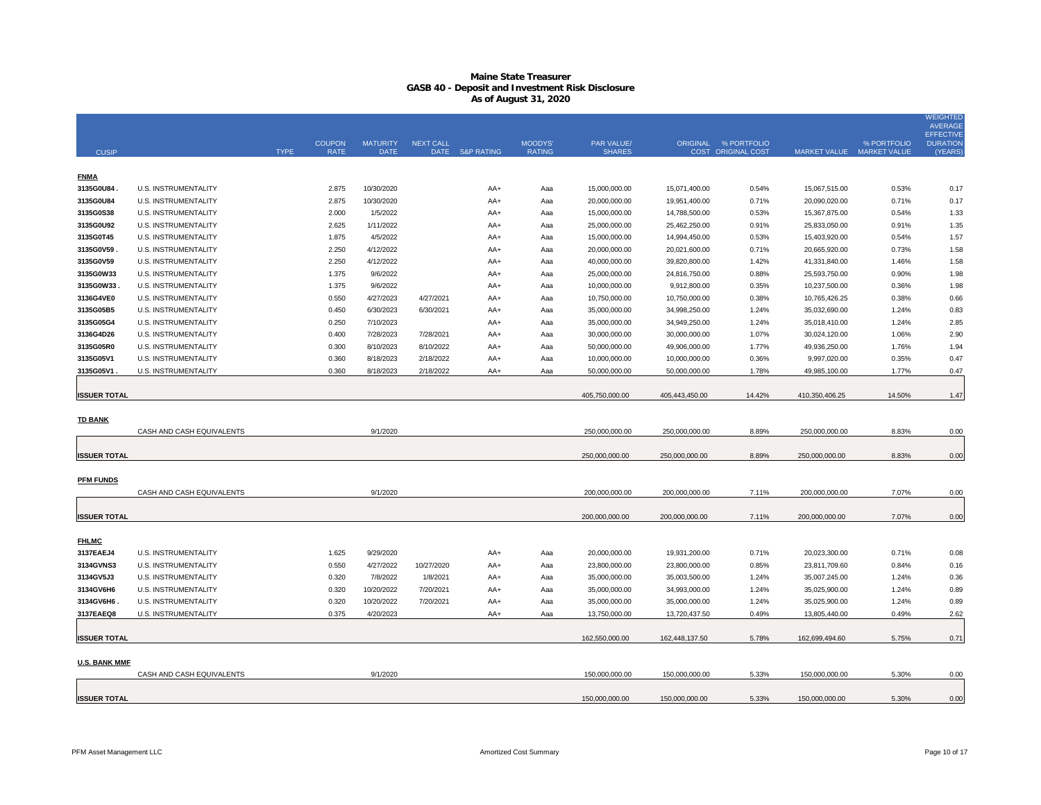# Maine State Treasurer
## GASB 40 - Deposit and Investment Risk Disclosure
### As of August 31, 2020

| CUSIP | | TYPE | COUPON RATE | MATURITY DATE | NEXT CALL DATE | S&P RATING | MOODYS' RATING | PAR VALUE/ SHARES | ORIGINAL COST | % PORTFOLIO ORIGINAL COST | MARKET VALUE | % PORTFOLIO MARKET VALUE | WEIGHTED AVERAGE EFFECTIVE DURATION (YEARS) |
|---|---|---|---|---|---|---|---|---|---|---|---|---|---|
| **FNMA** | | | | | | | | | | | | | |
| 3135G0U84 . | U.S. INSTRUMENTALITY | | 2.875 | 10/30/2020 | | AA+ | Aaa | 15,000,000.00 | 15,071,400.00 | 0.54% | 15,067,515.00 | 0.53% | 0.17 |
| 3135G0U84 | U.S. INSTRUMENTALITY | | 2.875 | 10/30/2020 | | AA+ | Aaa | 20,000,000.00 | 19,951,400.00 | 0.71% | 20,090,020.00 | 0.71% | 0.17 |
| 3135G0S38 | U.S. INSTRUMENTALITY | | 2.000 | 1/5/2022 | | AA+ | Aaa | 15,000,000.00 | 14,788,500.00 | 0.53% | 15,367,875.00 | 0.54% | 1.33 |
| 3135G0U92 | U.S. INSTRUMENTALITY | | 2.625 | 1/11/2022 | | AA+ | Aaa | 25,000,000.00 | 25,462,250.00 | 0.91% | 25,833,050.00 | 0.91% | 1.35 |
| 3135G0T45 | U.S. INSTRUMENTALITY | | 1.875 | 4/5/2022 | | AA+ | Aaa | 15,000,000.00 | 14,994,450.00 | 0.53% | 15,403,920.00 | 0.54% | 1.57 |
| 3135G0V59 . | U.S. INSTRUMENTALITY | | 2.250 | 4/12/2022 | | AA+ | Aaa | 20,000,000.00 | 20,021,600.00 | 0.71% | 20,665,920.00 | 0.73% | 1.58 |
| 3135G0V59 | U.S. INSTRUMENTALITY | | 2.250 | 4/12/2022 | | AA+ | Aaa | 40,000,000.00 | 39,820,800.00 | 1.42% | 41,331,840.00 | 1.46% | 1.58 |
| 3135G0W33 | U.S. INSTRUMENTALITY | | 1.375 | 9/6/2022 | | AA+ | Aaa | 25,000,000.00 | 24,816,750.00 | 0.88% | 25,593,750.00 | 0.90% | 1.98 |
| 3135G0W33 . | U.S. INSTRUMENTALITY | | 1.375 | 9/6/2022 | | AA+ | Aaa | 10,000,000.00 | 9,912,800.00 | 0.35% | 10,237,500.00 | 0.36% | 1.98 |
| 3136G4VE0 | U.S. INSTRUMENTALITY | | 0.550 | 4/27/2023 | 4/27/2021 | AA+ | Aaa | 10,750,000.00 | 10,750,000.00 | 0.38% | 10,765,426.25 | 0.38% | 0.66 |
| 3135G05B5 | U.S. INSTRUMENTALITY | | 0.450 | 6/30/2023 | 6/30/2021 | AA+ | Aaa | 35,000,000.00 | 34,998,250.00 | 1.24% | 35,032,690.00 | 1.24% | 0.83 |
| 3135G05G4 | U.S. INSTRUMENTALITY | | 0.250 | 7/10/2023 | | AA+ | Aaa | 35,000,000.00 | 34,949,250.00 | 1.24% | 35,018,410.00 | 1.24% | 2.85 |
| 3136G4D26 | U.S. INSTRUMENTALITY | | 0.400 | 7/28/2023 | 7/28/2021 | AA+ | Aaa | 30,000,000.00 | 30,000,000.00 | 1.07% | 30,024,120.00 | 1.06% | 2.90 |
| 3135G05R0 | U.S. INSTRUMENTALITY | | 0.300 | 8/10/2023 | 8/10/2022 | AA+ | Aaa | 50,000,000.00 | 49,906,000.00 | 1.77% | 49,936,250.00 | 1.76% | 1.94 |
| 3135G05V1 | U.S. INSTRUMENTALITY | | 0.360 | 8/18/2023 | 2/18/2022 | AA+ | Aaa | 10,000,000.00 | 10,000,000.00 | 0.36% | 9,997,020.00 | 0.35% | 0.47 |
| 3135G05V1 . | U.S. INSTRUMENTALITY | | 0.360 | 8/18/2023 | 2/18/2022 | AA+ | Aaa | 50,000,000.00 | 50,000,000.00 | 1.78% | 49,985,100.00 | 1.77% | 0.47 |
| **ISSUER TOTAL** | | | | | | | | 405,750,000.00 | 405,443,450.00 | 14.42% | 410,350,406.25 | 14.50% | 1.47 |
| **TD BANK** | | | | | | | | | | | | | |
| | CASH AND CASH EQUIVALENTS | | | 9/1/2020 | | | | 250,000,000.00 | 250,000,000.00 | 8.89% | 250,000,000.00 | 8.83% | 0.00 |
| **ISSUER TOTAL** | | | | | | | | 250,000,000.00 | 250,000,000.00 | 8.89% | 250,000,000.00 | 8.83% | 0.00 |
| **PFM FUNDS** | | | | | | | | | | | | | |
| | CASH AND CASH EQUIVALENTS | | | 9/1/2020 | | | | 200,000,000.00 | 200,000,000.00 | 7.11% | 200,000,000.00 | 7.07% | 0.00 |
| **ISSUER TOTAL** | | | | | | | | 200,000,000.00 | 200,000,000.00 | 7.11% | 200,000,000.00 | 7.07% | 0.00 |
| **FHLMC** | | | | | | | | | | | | | |
| 3137EAEJ4 | U.S. INSTRUMENTALITY | | 1.625 | 9/29/2020 | | AA+ | Aaa | 20,000,000.00 | 19,931,200.00 | 0.71% | 20,023,300.00 | 0.71% | 0.08 |
| 3134GVNS3 | U.S. INSTRUMENTALITY | | 0.550 | 4/27/2022 | 10/27/2020 | AA+ | Aaa | 23,800,000.00 | 23,800,000.00 | 0.85% | 23,811,709.60 | 0.84% | 0.16 |
| 3134GV5J3 | U.S. INSTRUMENTALITY | | 0.320 | 7/8/2022 | 1/8/2021 | AA+ | Aaa | 35,000,000.00 | 35,003,500.00 | 1.24% | 35,007,245.00 | 1.24% | 0.36 |
| 3134GV6H6 | U.S. INSTRUMENTALITY | | 0.320 | 10/20/2022 | 7/20/2021 | AA+ | Aaa | 35,000,000.00 | 34,993,000.00 | 1.24% | 35,025,900.00 | 1.24% | 0.89 |
| 3134GV6H6 . | U.S. INSTRUMENTALITY | | 0.320 | 10/20/2022 | 7/20/2021 | AA+ | Aaa | 35,000,000.00 | 35,000,000.00 | 1.24% | 35,025,900.00 | 1.24% | 0.89 |
| 3137EAEQ8 | U.S. INSTRUMENTALITY | | 0.375 | 4/20/2023 | | AA+ | Aaa | 13,750,000.00 | 13,720,437.50 | 0.49% | 13,805,440.00 | 0.49% | 2.62 |
| **ISSUER TOTAL** | | | | | | | | 162,550,000.00 | 162,448,137.50 | 5.78% | 162,699,494.60 | 5.75% | 0.71 |
| **U.S. BANK MMF** | | | | | | | | | | | | | |
| | CASH AND CASH EQUIVALENTS | | | 9/1/2020 | | | | 150,000,000.00 | 150,000,000.00 | 5.33% | 150,000,000.00 | 5.30% | 0.00 |
| **ISSUER TOTAL** | | | | | | | | 150,000,000.00 | 150,000,000.00 | 5.33% | 150,000,000.00 | 5.30% | 0.00 |

PFM Asset Management LLC — Amortized Cost Summary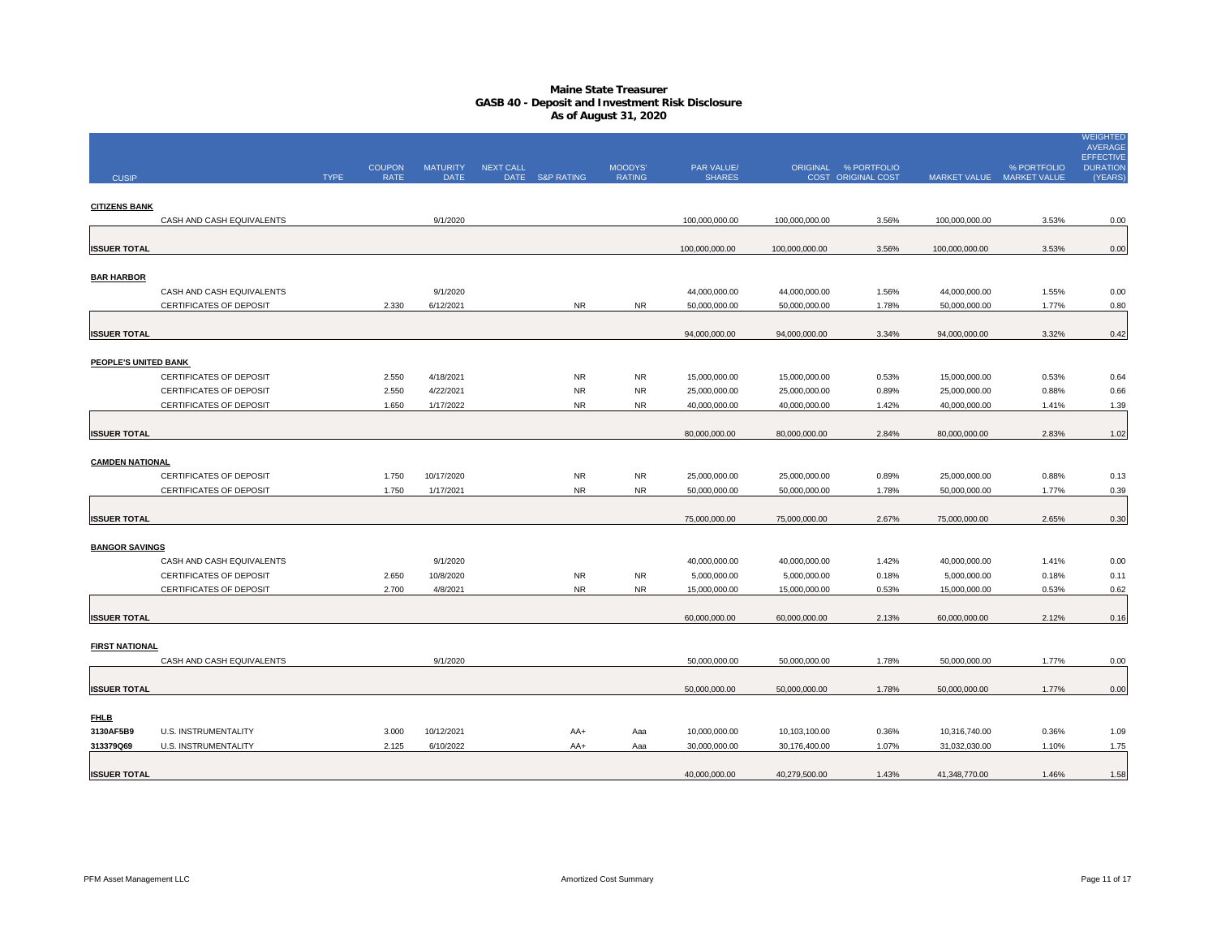# Maine State Treasurer
## GASB 40 - Deposit and Investment Risk Disclosure
### As of August 31, 2020

| CUSIP | | TYPE | COUPON RATE | MATURITY DATE | NEXT CALL DATE | S&P RATING | MOODYS' RATING | PAR VALUE/ SHARES | ORIGINAL COST | % PORTFOLIO ORIGINAL COST | MARKET VALUE | % PORTFOLIO MARKET VALUE | WEIGHTED AVERAGE EFFECTIVE DURATION (YEARS) |
|---|---|---|---|---|---|---|---|---|---|---|---|---|---|
| **CITIZENS BANK** | | | | | | | | | | | | | |
| | CASH AND CASH EQUIVALENTS | | | 9/1/2020 | | | | 100,000,000.00 | 100,000,000.00 | 3.56% | 100,000,000.00 | 3.53% | 0.00 |
| **ISSUER TOTAL** | | | | | | | | 100,000,000.00 | 100,000,000.00 | 3.56% | 100,000,000.00 | 3.53% | 0.00 |
| **BAR HARBOR** | | | | | | | | | | | | | |
| | CASH AND CASH EQUIVALENTS | | | 9/1/2020 | | | | 44,000,000.00 | 44,000,000.00 | 1.56% | 44,000,000.00 | 1.55% | 0.00 |
| | CERTIFICATES OF DEPOSIT | | 2.330 | 6/12/2021 | | NR | NR | 50,000,000.00 | 50,000,000.00 | 1.78% | 50,000,000.00 | 1.77% | 0.80 |
| **ISSUER TOTAL** | | | | | | | | 94,000,000.00 | 94,000,000.00 | 3.34% | 94,000,000.00 | 3.32% | 0.42 |
| **PEOPLE'S UNITED BANK** | | | | | | | | | | | | | |
| | CERTIFICATES OF DEPOSIT | | 2.550 | 4/18/2021 | | NR | NR | 15,000,000.00 | 15,000,000.00 | 0.53% | 15,000,000.00 | 0.53% | 0.64 |
| | CERTIFICATES OF DEPOSIT | | 2.550 | 4/22/2021 | | NR | NR | 25,000,000.00 | 25,000,000.00 | 0.89% | 25,000,000.00 | 0.88% | 0.66 |
| | CERTIFICATES OF DEPOSIT | | 1.650 | 1/17/2022 | | NR | NR | 40,000,000.00 | 40,000,000.00 | 1.42% | 40,000,000.00 | 1.41% | 1.39 |
| **ISSUER TOTAL** | | | | | | | | 80,000,000.00 | 80,000,000.00 | 2.84% | 80,000,000.00 | 2.83% | 1.02 |
| **CAMDEN NATIONAL** | | | | | | | | | | | | | |
| | CERTIFICATES OF DEPOSIT | | 1.750 | 10/17/2020 | | NR | NR | 25,000,000.00 | 25,000,000.00 | 0.89% | 25,000,000.00 | 0.88% | 0.13 |
| | CERTIFICATES OF DEPOSIT | | 1.750 | 1/17/2021 | | NR | NR | 50,000,000.00 | 50,000,000.00 | 1.78% | 50,000,000.00 | 1.77% | 0.39 |
| **ISSUER TOTAL** | | | | | | | | 75,000,000.00 | 75,000,000.00 | 2.67% | 75,000,000.00 | 2.65% | 0.30 |
| **BANGOR SAVINGS** | | | | | | | | | | | | | |
| | CASH AND CASH EQUIVALENTS | | | 9/1/2020 | | | | 40,000,000.00 | 40,000,000.00 | 1.42% | 40,000,000.00 | 1.41% | 0.00 |
| | CERTIFICATES OF DEPOSIT | | 2.650 | 10/8/2020 | | NR | NR | 5,000,000.00 | 5,000,000.00 | 0.18% | 5,000,000.00 | 0.18% | 0.11 |
| | CERTIFICATES OF DEPOSIT | | 2.700 | 4/8/2021 | | NR | NR | 15,000,000.00 | 15,000,000.00 | 0.53% | 15,000,000.00 | 0.53% | 0.62 |
| **ISSUER TOTAL** | | | | | | | | 60,000,000.00 | 60,000,000.00 | 2.13% | 60,000,000.00 | 2.12% | 0.16 |
| **FIRST NATIONAL** | | | | | | | | | | | | | |
| | CASH AND CASH EQUIVALENTS | | | 9/1/2020 | | | | 50,000,000.00 | 50,000,000.00 | 1.78% | 50,000,000.00 | 1.77% | 0.00 |
| **ISSUER TOTAL** | | | | | | | | 50,000,000.00 | 50,000,000.00 | 1.78% | 50,000,000.00 | 1.77% | 0.00 |
| **FHLB** | | | | | | | | | | | | | |
| **3130AF5B9** | U.S. INSTRUMENTALITY | | 3.000 | 10/12/2021 | | AA+ | Aaa | 10,000,000.00 | 10,103,100.00 | 0.36% | 10,316,740.00 | 0.36% | 1.09 |
| **313379Q69** | U.S. INSTRUMENTALITY | | 2.125 | 6/10/2022 | | AA+ | Aaa | 30,000,000.00 | 30,176,400.00 | 1.07% | 31,032,030.00 | 1.10% | 1.75 |
| **ISSUER TOTAL** | | | | | | | | 40,000,000.00 | 40,279,500.00 | 1.43% | 41,348,770.00 | 1.46% | 1.58 |

PFM Asset Management LLC — Amortized Cost Summary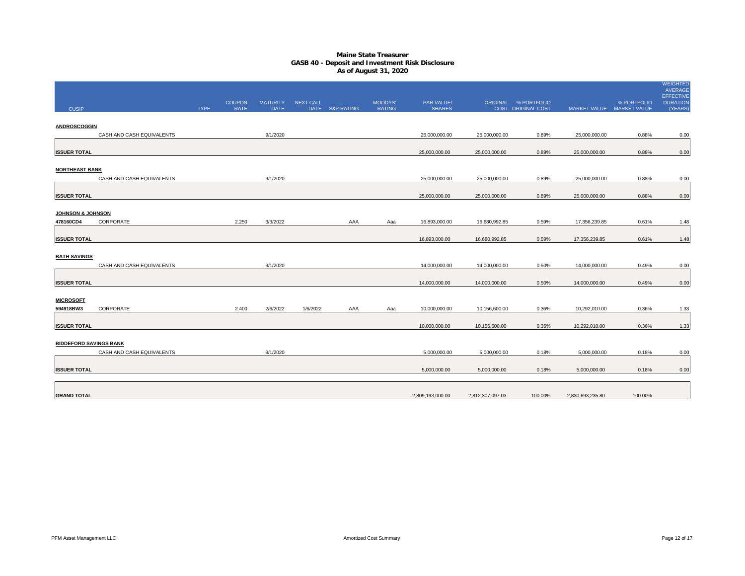# Maine State Treasurer
## GASB 40 - Deposit and Investment Risk Disclosure
### As of August 31, 2020

| CUSIP | | TYPE | COUPON RATE | MATURITY DATE | NEXT CALL DATE | S&P RATING | MOODYS' RATING | PAR VALUE/ SHARES | ORIGINAL COST | % PORTFOLIO ORIGINAL COST | MARKET VALUE | % PORTFOLIO MARKET VALUE | WEIGHTED AVERAGE EFFECTIVE DURATION (YEARS) |
|---|---|---|---|---|---|---|---|---|---|---|---|---|---|
| **ANDROSCOGGIN** | | | | | | | | | | | | | |
| | CASH AND CASH EQUIVALENTS | | | 9/1/2020 | | | | 25,000,000.00 | 25,000,000.00 | 0.89% | 25,000,000.00 | 0.88% | 0.00 |
| **ISSUER TOTAL** | | | | | | | | 25,000,000.00 | 25,000,000.00 | 0.89% | 25,000,000.00 | 0.88% | 0.00 |
| **NORTHEAST BANK** | | | | | | | | | | | | | |
| | CASH AND CASH EQUIVALENTS | | | 9/1/2020 | | | | 25,000,000.00 | 25,000,000.00 | 0.89% | 25,000,000.00 | 0.88% | 0.00 |
| **ISSUER TOTAL** | | | | | | | | 25,000,000.00 | 25,000,000.00 | 0.89% | 25,000,000.00 | 0.88% | 0.00 |
| **JOHNSON & JOHNSON** | | | | | | | | | | | | | |
| 478160CD4 | CORPORATE | | 2.250 | 3/3/2022 | | AAA | Aaa | 16,893,000.00 | 16,680,992.85 | 0.59% | 17,356,239.85 | 0.61% | 1.48 |
| **ISSUER TOTAL** | | | | | | | | 16,893,000.00 | 16,680,992.85 | 0.59% | 17,356,239.85 | 0.61% | 1.48 |
| **BATH SAVINGS** | | | | | | | | | | | | | |
| | CASH AND CASH EQUIVALENTS | | | 9/1/2020 | | | | 14,000,000.00 | 14,000,000.00 | 0.50% | 14,000,000.00 | 0.49% | 0.00 |
| **ISSUER TOTAL** | | | | | | | | 14,000,000.00 | 14,000,000.00 | 0.50% | 14,000,000.00 | 0.49% | 0.00 |
| **MICROSOFT** | | | | | | | | | | | | | |
| 594918BW3 | CORPORATE | | 2.400 | 2/6/2022 | 1/6/2022 | AAA | Aaa | 10,000,000.00 | 10,156,600.00 | 0.36% | 10,292,010.00 | 0.36% | 1.33 |
| **ISSUER TOTAL** | | | | | | | | 10,000,000.00 | 10,156,600.00 | 0.36% | 10,292,010.00 | 0.36% | 1.33 |
| **BIDDEFORD SAVINGS BANK** | | | | | | | | | | | | | |
| | CASH AND CASH EQUIVALENTS | | | 9/1/2020 | | | | 5,000,000.00 | 5,000,000.00 | 0.18% | 5,000,000.00 | 0.18% | 0.00 |
| **ISSUER TOTAL** | | | | | | | | 5,000,000.00 | 5,000,000.00 | 0.18% | 5,000,000.00 | 0.18% | 0.00 |
| **GRAND TOTAL** | | | | | | | | 2,809,193,000.00 | 2,812,307,097.03 | 100.00% | 2,830,693,235.80 | 100.00% | |

PFM Asset Management LLC — Amortized Cost Summary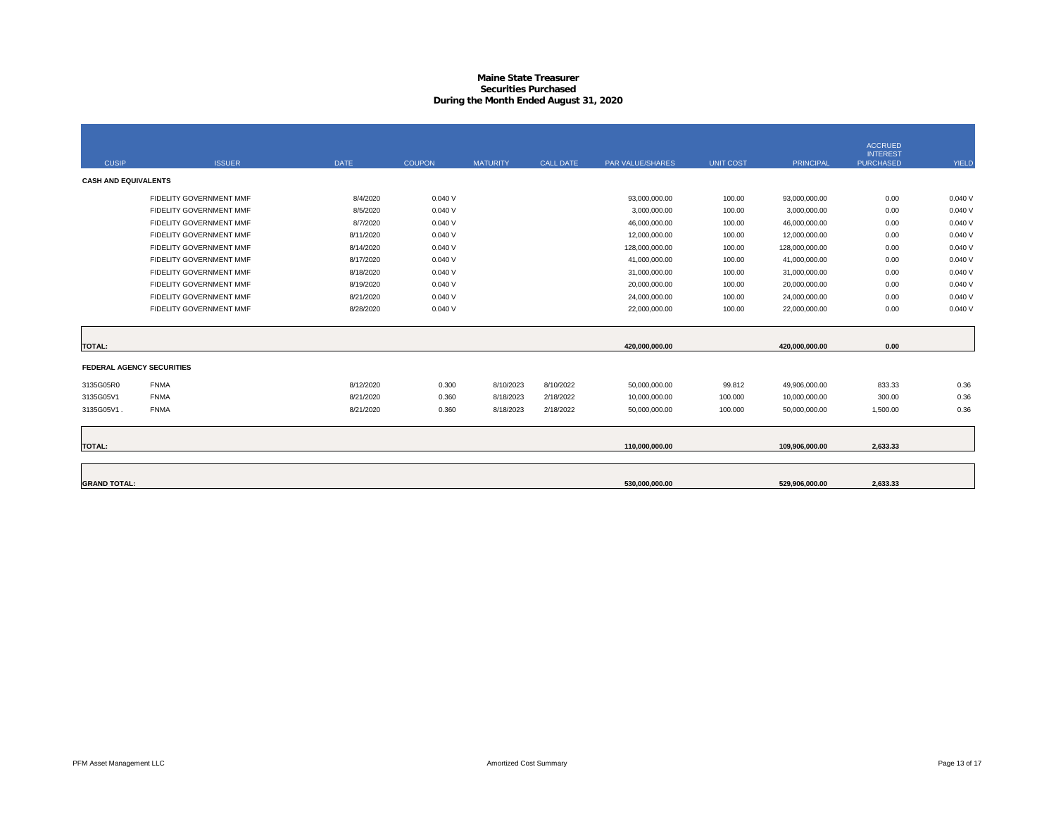# Maine State Treasurer
## Securities Purchased
### During the Month Ended August 31, 2020

| CUSIP | ISSUER | DATE | COUPON | MATURITY | CALL DATE | PAR VALUE/SHARES | UNIT COST | PRINCIPAL | ACCRUED INTEREST PURCHASED | YIELD |
|---|---|---|---|---|---|---|---|---|---|---|
| **CASH AND EQUIVALENTS** | | | | | | | | | | |
| | FIDELITY GOVERNMENT MMF | 8/4/2020 | 0.040 V | | | 93,000,000.00 | 100.00 | 93,000,000.00 | 0.00 | 0.040 V |
| | FIDELITY GOVERNMENT MMF | 8/5/2020 | 0.040 V | | | 3,000,000.00 | 100.00 | 3,000,000.00 | 0.00 | 0.040 V |
| | FIDELITY GOVERNMENT MMF | 8/7/2020 | 0.040 V | | | 46,000,000.00 | 100.00 | 46,000,000.00 | 0.00 | 0.040 V |
| | FIDELITY GOVERNMENT MMF | 8/11/2020 | 0.040 V | | | 12,000,000.00 | 100.00 | 12,000,000.00 | 0.00 | 0.040 V |
| | FIDELITY GOVERNMENT MMF | 8/14/2020 | 0.040 V | | | 128,000,000.00 | 100.00 | 128,000,000.00 | 0.00 | 0.040 V |
| | FIDELITY GOVERNMENT MMF | 8/17/2020 | 0.040 V | | | 41,000,000.00 | 100.00 | 41,000,000.00 | 0.00 | 0.040 V |
| | FIDELITY GOVERNMENT MMF | 8/18/2020 | 0.040 V | | | 31,000,000.00 | 100.00 | 31,000,000.00 | 0.00 | 0.040 V |
| | FIDELITY GOVERNMENT MMF | 8/19/2020 | 0.040 V | | | 20,000,000.00 | 100.00 | 20,000,000.00 | 0.00 | 0.040 V |
| | FIDELITY GOVERNMENT MMF | 8/21/2020 | 0.040 V | | | 24,000,000.00 | 100.00 | 24,000,000.00 | 0.00 | 0.040 V |
| | FIDELITY GOVERNMENT MMF | 8/28/2020 | 0.040 V | | | 22,000,000.00 | 100.00 | 22,000,000.00 | 0.00 | 0.040 V |
| **TOTAL:** | | | | | | **420,000,000.00** | | **420,000,000.00** | **0.00** | |
| **FEDERAL AGENCY SECURITIES** | | | | | | | | | | |
| 3135G05R0 | FNMA | 8/12/2020 | 0.300 | 8/10/2023 | 8/10/2022 | 50,000,000.00 | 99.812 | 49,906,000.00 | 833.33 | 0.36 |
| 3135G05V1 | FNMA | 8/21/2020 | 0.360 | 8/18/2023 | 2/18/2022 | 10,000,000.00 | 100.000 | 10,000,000.00 | 300.00 | 0.36 |
| 3135G05V1 . | FNMA | 8/21/2020 | 0.360 | 8/18/2023 | 2/18/2022 | 50,000,000.00 | 100.000 | 50,000,000.00 | 1,500.00 | 0.36 |
| **TOTAL:** | | | | | | **110,000,000.00** | | **109,906,000.00** | **2,633.33** | |
| **GRAND TOTAL:** | | | | | | **530,000,000.00** | | **529,906,000.00** | **2,633.33** | |

PFM Asset Management LLC — Amortized Cost Summary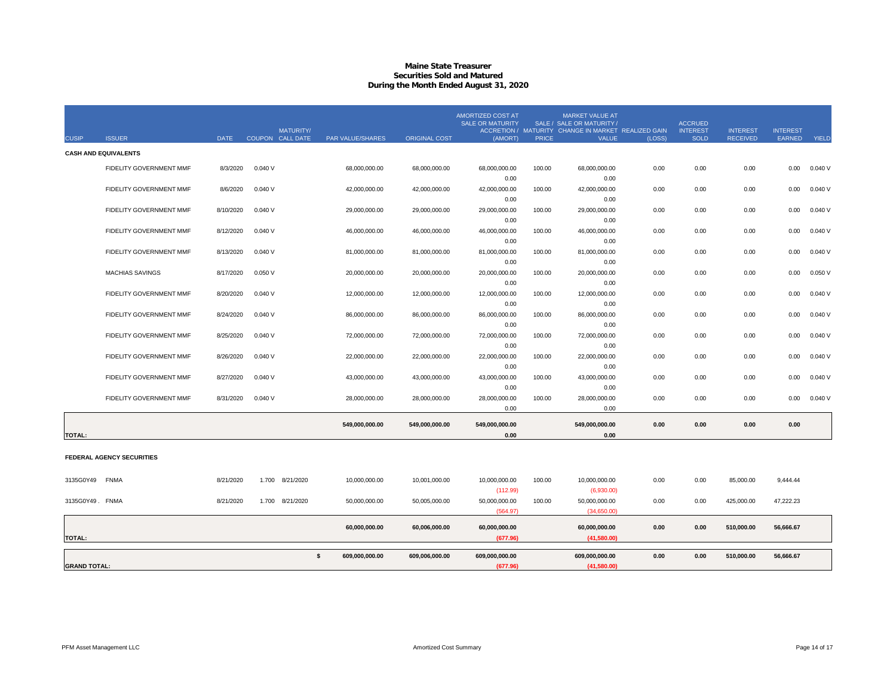# Maine State Treasurer
## Securities Sold and Matured
### During the Month Ended August 31, 2020

| CUSIP | ISSUER | DATE | COUPON | MATURITY/ CALL DATE | PAR VALUE/SHARES | ORIGINAL COST | AMORTIZED COST AT SALE OR MATURITY ACCRETION / (AMORT) | SALE / MATURITY PRICE | MARKET VALUE AT SALE OR MATURITY / CHANGE IN MARKET VALUE | REALIZED GAIN (LOSS) | ACCRUED INTEREST SOLD | INTEREST RECEIVED | INTEREST EARNED | YIELD |
|---|---|---|---|---|---|---|---|---|---|---|---|---|---|---|
| **CASH AND EQUIVALENTS** | | | | | | | | | | | | | | |
| | FIDELITY GOVERNMENT MMF | 8/3/2020 | 0.040 V | | 68,000,000.00 | 68,000,000.00 | 68,000,000.00<br>0.00 | 100.00 | 68,000,000.00<br>0.00 | 0.00 | 0.00 | 0.00 | 0.00 | 0.040 V |
| | FIDELITY GOVERNMENT MMF | 8/6/2020 | 0.040 V | | 42,000,000.00 | 42,000,000.00 | 42,000,000.00<br>0.00 | 100.00 | 42,000,000.00<br>0.00 | 0.00 | 0.00 | 0.00 | 0.00 | 0.040 V |
| | FIDELITY GOVERNMENT MMF | 8/10/2020 | 0.040 V | | 29,000,000.00 | 29,000,000.00 | 29,000,000.00<br>0.00 | 100.00 | 29,000,000.00<br>0.00 | 0.00 | 0.00 | 0.00 | 0.00 | 0.040 V |
| | FIDELITY GOVERNMENT MMF | 8/12/2020 | 0.040 V | | 46,000,000.00 | 46,000,000.00 | 46,000,000.00<br>0.00 | 100.00 | 46,000,000.00<br>0.00 | 0.00 | 0.00 | 0.00 | 0.00 | 0.040 V |
| | FIDELITY GOVERNMENT MMF | 8/13/2020 | 0.040 V | | 81,000,000.00 | 81,000,000.00 | 81,000,000.00<br>0.00 | 100.00 | 81,000,000.00<br>0.00 | 0.00 | 0.00 | 0.00 | 0.00 | 0.040 V |
| | MACHIAS SAVINGS | 8/17/2020 | 0.050 V | | 20,000,000.00 | 20,000,000.00 | 20,000,000.00<br>0.00 | 100.00 | 20,000,000.00<br>0.00 | 0.00 | 0.00 | 0.00 | 0.00 | 0.050 V |
| | FIDELITY GOVERNMENT MMF | 8/20/2020 | 0.040 V | | 12,000,000.00 | 12,000,000.00 | 12,000,000.00<br>0.00 | 100.00 | 12,000,000.00<br>0.00 | 0.00 | 0.00 | 0.00 | 0.00 | 0.040 V |
| | FIDELITY GOVERNMENT MMF | 8/24/2020 | 0.040 V | | 86,000,000.00 | 86,000,000.00 | 86,000,000.00<br>0.00 | 100.00 | 86,000,000.00<br>0.00 | 0.00 | 0.00 | 0.00 | 0.00 | 0.040 V |
| | FIDELITY GOVERNMENT MMF | 8/25/2020 | 0.040 V | | 72,000,000.00 | 72,000,000.00 | 72,000,000.00<br>0.00 | 100.00 | 72,000,000.00<br>0.00 | 0.00 | 0.00 | 0.00 | 0.00 | 0.040 V |
| | FIDELITY GOVERNMENT MMF | 8/26/2020 | 0.040 V | | 22,000,000.00 | 22,000,000.00 | 22,000,000.00<br>0.00 | 100.00 | 22,000,000.00<br>0.00 | 0.00 | 0.00 | 0.00 | 0.00 | 0.040 V |
| | FIDELITY GOVERNMENT MMF | 8/27/2020 | 0.040 V | | 43,000,000.00 | 43,000,000.00 | 43,000,000.00<br>0.00 | 100.00 | 43,000,000.00<br>0.00 | 0.00 | 0.00 | 0.00 | 0.00 | 0.040 V |
| | FIDELITY GOVERNMENT MMF | 8/31/2020 | 0.040 V | | 28,000,000.00 | 28,000,000.00 | 28,000,000.00<br>0.00 | 100.00 | 28,000,000.00<br>0.00 | 0.00 | 0.00 | 0.00 | 0.00 | 0.040 V |
| **TOTAL:** | | | | | **549,000,000.00** | **549,000,000.00** | **549,000,000.00<br>0.00** | | **549,000,000.00<br>0.00** | **0.00** | **0.00** | **0.00** | **0.00** | |
| **FEDERAL AGENCY SECURITIES** | | | | | | | | | | | | | | |
| 3135G0Y49 | FNMA | 8/21/2020 | 1.700 | 8/21/2020 | 10,000,000.00 | 10,001,000.00 | 10,000,000.00<br>(112.99) | 100.00 | 10,000,000.00<br>(6,930.00) | 0.00 | 0.00 | 85,000.00 | 9,444.44 | |
| 3135G0Y49 . | FNMA | 8/21/2020 | 1.700 | 8/21/2020 | 50,000,000.00 | 50,005,000.00 | 50,000,000.00<br>(564.97) | 100.00 | 50,000,000.00<br>(34,650.00) | 0.00 | 0.00 | 425,000.00 | 47,222.23 | |
| **TOTAL:** | | | | | **60,000,000.00** | **60,006,000.00** | **60,000,000.00<br>(677.96)** | | **60,000,000.00<br>(41,580.00)** | **0.00** | **0.00** | **510,000.00** | **56,666.67** | |
| **GRAND TOTAL:** | | | | | **$ 609,000,000.00** | **609,006,000.00** | **609,000,000.00<br>(677.96)** | | **609,000,000.00<br>(41,580.00)** | **0.00** | **0.00** | **510,000.00** | **56,666.67** | |

PFM Asset Management LLC

Amortized Cost Summary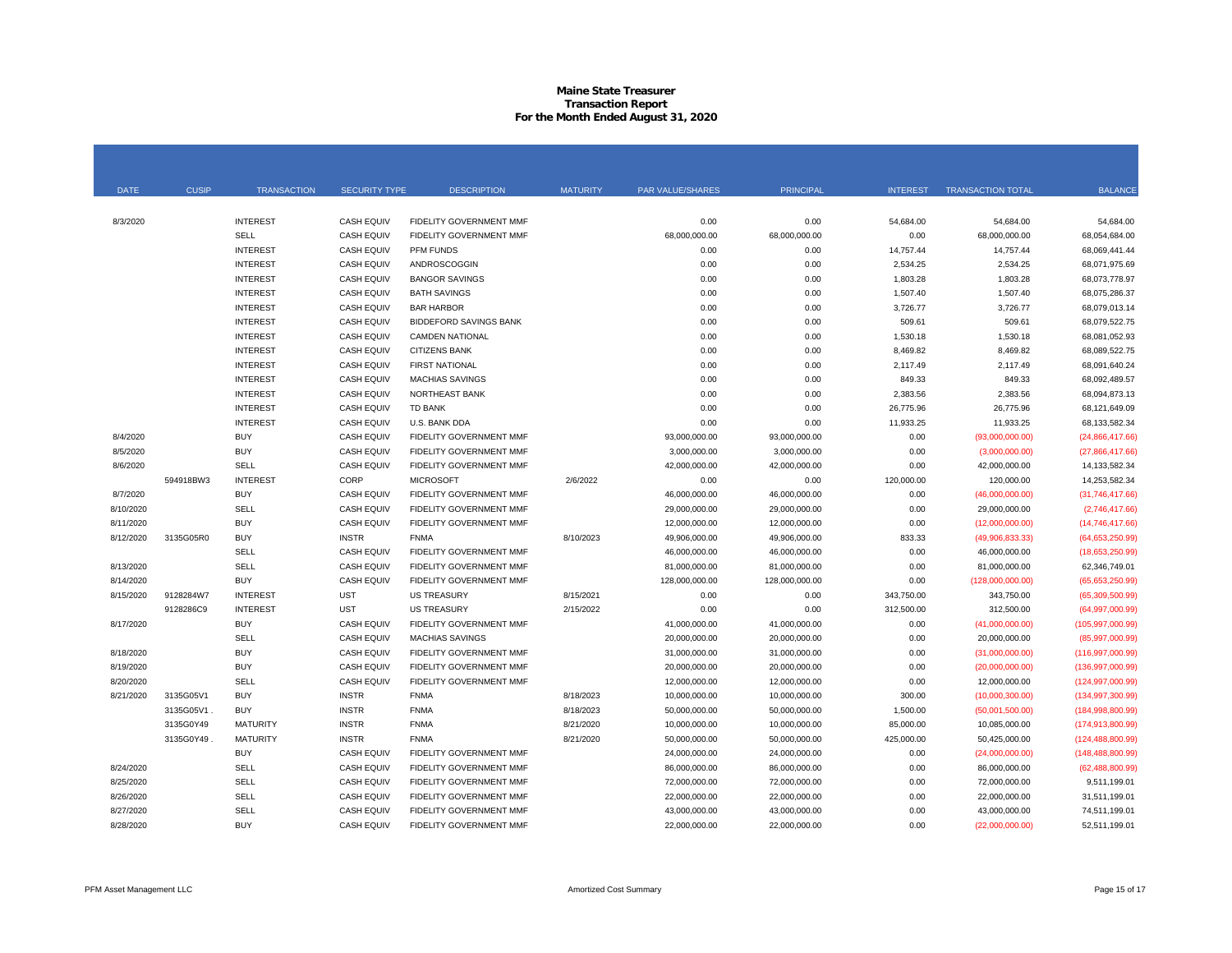**Maine State Treasurer**
**Transaction Report**
**For the Month Ended August 31, 2020**

| DATE | CUSIP | TRANSACTION | SECURITY TYPE | DESCRIPTION | MATURITY | PAR VALUE/SHARES | PRINCIPAL | INTEREST | TRANSACTION TOTAL | BALANCE |
|---|---|---|---|---|---|---|---|---|---|---|
| 8/3/2020 | | INTEREST | CASH EQUIV | FIDELITY GOVERNMENT MMF | | 0.00 | 0.00 | 54,684.00 | 54,684.00 | 54,684.00 |
| | | SELL | CASH EQUIV | FIDELITY GOVERNMENT MMF | | 68,000,000.00 | 68,000,000.00 | 0.00 | 68,000,000.00 | 68,054,684.00 |
| | | INTEREST | CASH EQUIV | PFM FUNDS | | 0.00 | 0.00 | 14,757.44 | 14,757.44 | 68,069,441.44 |
| | | INTEREST | CASH EQUIV | ANDROSCOGGIN | | 0.00 | 0.00 | 2,534.25 | 2,534.25 | 68,071,975.69 |
| | | INTEREST | CASH EQUIV | BANGOR SAVINGS | | 0.00 | 0.00 | 1,803.28 | 1,803.28 | 68,073,778.97 |
| | | INTEREST | CASH EQUIV | BATH SAVINGS | | 0.00 | 0.00 | 1,507.40 | 1,507.40 | 68,075,286.37 |
| | | INTEREST | CASH EQUIV | BAR HARBOR | | 0.00 | 0.00 | 3,726.77 | 3,726.77 | 68,079,013.14 |
| | | INTEREST | CASH EQUIV | BIDDEFORD SAVINGS BANK | | 0.00 | 0.00 | 509.61 | 509.61 | 68,079,522.75 |
| | | INTEREST | CASH EQUIV | CAMDEN NATIONAL | | 0.00 | 0.00 | 1,530.18 | 1,530.18 | 68,081,052.93 |
| | | INTEREST | CASH EQUIV | CITIZENS BANK | | 0.00 | 0.00 | 8,469.82 | 8,469.82 | 68,089,522.75 |
| | | INTEREST | CASH EQUIV | FIRST NATIONAL | | 0.00 | 0.00 | 2,117.49 | 2,117.49 | 68,091,640.24 |
| | | INTEREST | CASH EQUIV | MACHIAS SAVINGS | | 0.00 | 0.00 | 849.33 | 849.33 | 68,092,489.57 |
| | | INTEREST | CASH EQUIV | NORTHEAST BANK | | 0.00 | 0.00 | 2,383.56 | 2,383.56 | 68,094,873.13 |
| | | INTEREST | CASH EQUIV | TD BANK | | 0.00 | 0.00 | 26,775.96 | 26,775.96 | 68,121,649.09 |
| | | INTEREST | CASH EQUIV | U.S. BANK DDA | | 0.00 | 0.00 | 11,933.25 | 11,933.25 | 68,133,582.34 |
| 8/4/2020 | | BUY | CASH EQUIV | FIDELITY GOVERNMENT MMF | | 93,000,000.00 | 93,000,000.00 | 0.00 | (93,000,000.00) | (24,866,417.66) |
| 8/5/2020 | | BUY | CASH EQUIV | FIDELITY GOVERNMENT MMF | | 3,000,000.00 | 3,000,000.00 | 0.00 | (3,000,000.00) | (27,866,417.66) |
| 8/6/2020 | | SELL | CASH EQUIV | FIDELITY GOVERNMENT MMF | | 42,000,000.00 | 42,000,000.00 | 0.00 | 42,000,000.00 | 14,133,582.34 |
| | 594918BW3 | INTEREST | CORP | MICROSOFT | 2/6/2022 | 0.00 | 0.00 | 120,000.00 | 120,000.00 | 14,253,582.34 |
| 8/7/2020 | | BUY | CASH EQUIV | FIDELITY GOVERNMENT MMF | | 46,000,000.00 | 46,000,000.00 | 0.00 | (46,000,000.00) | (31,746,417.66) |
| 8/10/2020 | | SELL | CASH EQUIV | FIDELITY GOVERNMENT MMF | | 29,000,000.00 | 29,000,000.00 | 0.00 | 29,000,000.00 | (2,746,417.66) |
| 8/11/2020 | | BUY | CASH EQUIV | FIDELITY GOVERNMENT MMF | | 12,000,000.00 | 12,000,000.00 | 0.00 | (12,000,000.00) | (14,746,417.66) |
| 8/12/2020 | 3135G05R0 | BUY | INSTR | FNMA | 8/10/2023 | 49,906,000.00 | 49,906,000.00 | 833.33 | (49,906,833.33) | (64,653,250.99) |
| | | SELL | CASH EQUIV | FIDELITY GOVERNMENT MMF | | 46,000,000.00 | 46,000,000.00 | 0.00 | 46,000,000.00 | (18,653,250.99) |
| 8/13/2020 | | SELL | CASH EQUIV | FIDELITY GOVERNMENT MMF | | 81,000,000.00 | 81,000,000.00 | 0.00 | 81,000,000.00 | 62,346,749.01 |
| 8/14/2020 | | BUY | CASH EQUIV | FIDELITY GOVERNMENT MMF | | 128,000,000.00 | 128,000,000.00 | 0.00 | (128,000,000.00) | (65,653,250.99) |
| 8/15/2020 | 9128284W7 | INTEREST | UST | US TREASURY | 8/15/2021 | 0.00 | 0.00 | 343,750.00 | 343,750.00 | (65,309,500.99) |
| | 9128286C9 | INTEREST | UST | US TREASURY | 2/15/2022 | 0.00 | 0.00 | 312,500.00 | 312,500.00 | (64,997,000.99) |
| 8/17/2020 | | BUY | CASH EQUIV | FIDELITY GOVERNMENT MMF | | 41,000,000.00 | 41,000,000.00 | 0.00 | (41,000,000.00) | (105,997,000.99) |
| | | SELL | CASH EQUIV | MACHIAS SAVINGS | | 20,000,000.00 | 20,000,000.00 | 0.00 | 20,000,000.00 | (85,997,000.99) |
| 8/18/2020 | | BUY | CASH EQUIV | FIDELITY GOVERNMENT MMF | | 31,000,000.00 | 31,000,000.00 | 0.00 | (31,000,000.00) | (116,997,000.99) |
| 8/19/2020 | | BUY | CASH EQUIV | FIDELITY GOVERNMENT MMF | | 20,000,000.00 | 20,000,000.00 | 0.00 | (20,000,000.00) | (136,997,000.99) |
| 8/20/2020 | | SELL | CASH EQUIV | FIDELITY GOVERNMENT MMF | | 12,000,000.00 | 12,000,000.00 | 0.00 | 12,000,000.00 | (124,997,000.99) |
| 8/21/2020 | 3135G05V1 | BUY | INSTR | FNMA | 8/18/2023 | 10,000,000.00 | 10,000,000.00 | 300.00 | (10,000,300.00) | (134,997,300.99) |
| | 3135G05V1 . | BUY | INSTR | FNMA | 8/18/2023 | 50,000,000.00 | 50,000,000.00 | 1,500.00 | (50,001,500.00) | (184,998,800.99) |
| | 3135G0Y49 | MATURITY | INSTR | FNMA | 8/21/2020 | 10,000,000.00 | 10,000,000.00 | 85,000.00 | 10,085,000.00 | (174,913,800.99) |
| | 3135G0Y49 . | MATURITY | INSTR | FNMA | 8/21/2020 | 50,000,000.00 | 50,000,000.00 | 425,000.00 | 50,425,000.00 | (124,488,800.99) |
| | | BUY | CASH EQUIV | FIDELITY GOVERNMENT MMF | | 24,000,000.00 | 24,000,000.00 | 0.00 | (24,000,000.00) | (148,488,800.99) |
| 8/24/2020 | | SELL | CASH EQUIV | FIDELITY GOVERNMENT MMF | | 86,000,000.00 | 86,000,000.00 | 0.00 | 86,000,000.00 | (62,488,800.99) |
| 8/25/2020 | | SELL | CASH EQUIV | FIDELITY GOVERNMENT MMF | | 72,000,000.00 | 72,000,000.00 | 0.00 | 72,000,000.00 | 9,511,199.01 |
| 8/26/2020 | | SELL | CASH EQUIV | FIDELITY GOVERNMENT MMF | | 22,000,000.00 | 22,000,000.00 | 0.00 | 22,000,000.00 | 31,511,199.01 |
| 8/27/2020 | | SELL | CASH EQUIV | FIDELITY GOVERNMENT MMF | | 43,000,000.00 | 43,000,000.00 | 0.00 | 43,000,000.00 | 74,511,199.01 |
| 8/28/2020 | | BUY | CASH EQUIV | FIDELITY GOVERNMENT MMF | | 22,000,000.00 | 22,000,000.00 | 0.00 | (22,000,000.00) | 52,511,199.01 |

PFM Asset Management LLC — Amortized Cost Summary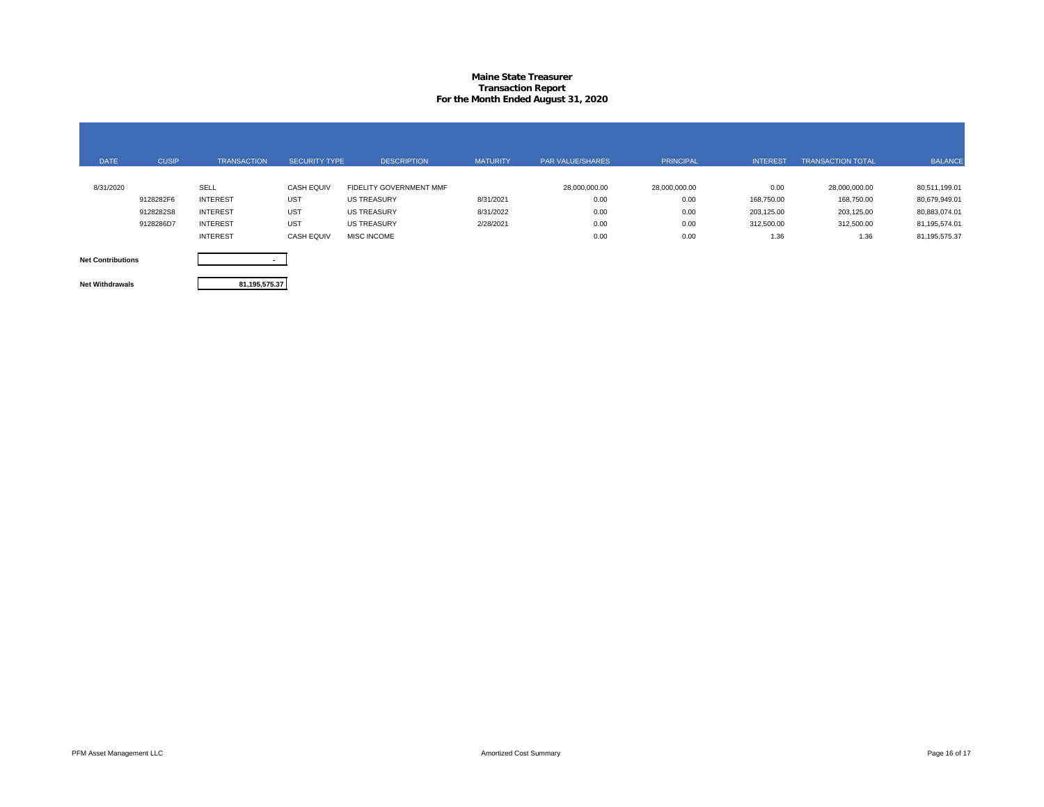# Maine State Treasurer
## Transaction Report
### For the Month Ended August 31, 2020

| DATE | CUSIP | TRANSACTION | SECURITY TYPE | DESCRIPTION | MATURITY | PAR VALUE/SHARES | PRINCIPAL | INTEREST | TRANSACTION TOTAL | BALANCE |
|---|---|---|---|---|---|---|---|---|---|---|
| 8/31/2020 | | SELL | CASH EQUIV | FIDELITY GOVERNMENT MMF | | 28,000,000.00 | 28,000,000.00 | 0.00 | 28,000,000.00 | 80,511,199.01 |
| | 9128282F6 | INTEREST | UST | US TREASURY | 8/31/2021 | 0.00 | 0.00 | 168,750.00 | 168,750.00 | 80,679,949.01 |
| | 9128282S8 | INTEREST | UST | US TREASURY | 8/31/2022 | 0.00 | 0.00 | 203,125.00 | 203,125.00 | 80,883,074.01 |
| | 9128286D7 | INTEREST | UST | US TREASURY | 2/28/2021 | 0.00 | 0.00 | 312,500.00 | 312,500.00 | 81,195,574.01 |
| | | INTEREST | CASH EQUIV | MISC INCOME | | 0.00 | 0.00 | 1.36 | 1.36 | 81,195,575.37 |

| | |
|---|---|
| **Net Contributions** | - |
| **Net Withdrawals** | 81,195,575.37 |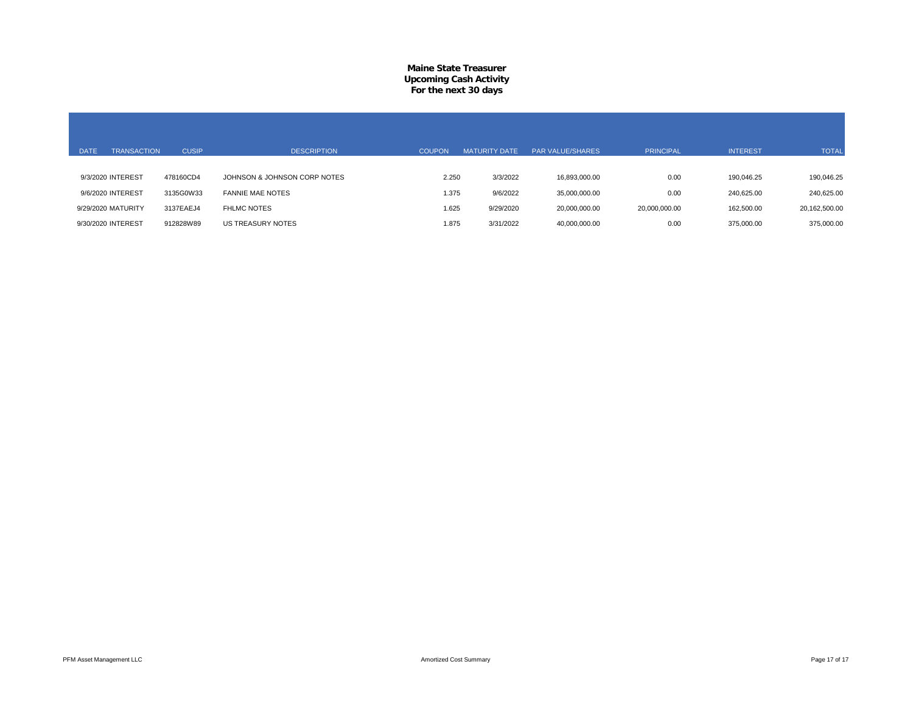# Maine State Treasurer
## Upcoming Cash Activity
### For the next 30 days

| DATE | TRANSACTION | CUSIP | DESCRIPTION | COUPON | MATURITY DATE | PAR VALUE/SHARES | PRINCIPAL | INTEREST | TOTAL |
|---|---|---|---|---|---|---|---|---|---|
| 9/3/2020 | INTEREST | 478160CD4 | JOHNSON & JOHNSON CORP NOTES | 2.250 | 3/3/2022 | 16,893,000.00 | 0.00 | 190,046.25 | 190,046.25 |
| 9/6/2020 | INTEREST | 3135G0W33 | FANNIE MAE NOTES | 1.375 | 9/6/2022 | 35,000,000.00 | 0.00 | 240,625.00 | 240,625.00 |
| 9/29/2020 | MATURITY | 3137EAEJ4 | FHLMC NOTES | 1.625 | 9/29/2020 | 20,000,000.00 | 20,000,000.00 | 162,500.00 | 20,162,500.00 |
| 9/30/2020 | INTEREST | 912828W89 | US TREASURY NOTES | 1.875 | 3/31/2022 | 40,000,000.00 | 0.00 | 375,000.00 | 375,000.00 |